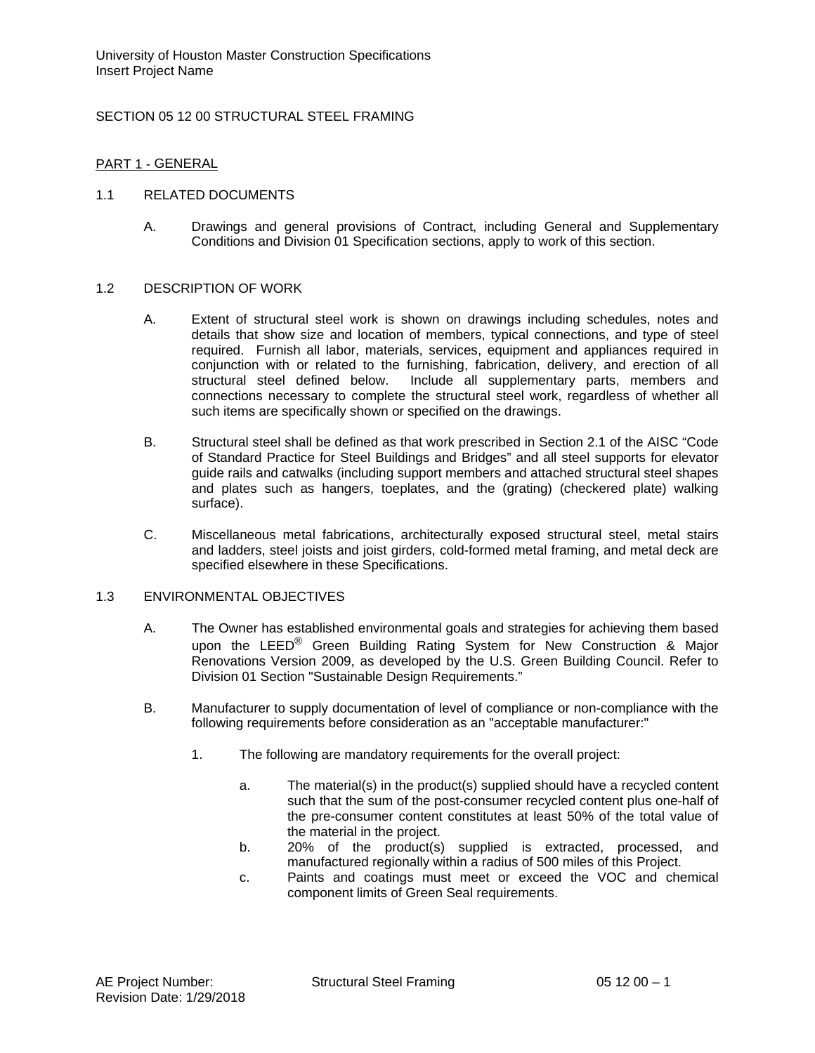# SECTION 05 12 00 STRUCTURAL STEEL FRAMING

## PART 1 - GENERAL

### 1.1 RELATED DOCUMENTS

A. Drawings and general provisions of Contract, including General and Supplementary Conditions and Division 01 Specification sections, apply to work of this section.

### 1.2 DESCRIPTION OF WORK

A. Extent of structural steel work is shown on drawings including schedules, notes and details that show size and location of members, typical connections, and type of steel required. Furnish all labor, materials, services, equipment and appliances required in conjunction with or related to the furnishing, fabrication, delivery, and erection of all structural steel defined below. Include all supplementary parts, members and connections necessary to complete the structural steel work, regardless of whether all such items are specifically shown or specified on the drawings.

B. Structural steel shall be defined as that work prescribed in Section 2.1 of the AISC "Code of Standard Practice for Steel Buildings and Bridges" and all steel supports for elevator guide rails and catwalks (including support members and attached structural steel shapes and plates such as hangers, toeplates, and the (grating) (checkered plate) walking surface).

C. Miscellaneous metal fabrications, architecturally exposed structural steel, metal stairs and ladders, steel joists and joist girders, cold-formed metal framing, and metal deck are specified elsewhere in these Specifications.

### 1.3 ENVIRONMENTAL OBJECTIVES

A. The Owner has established environmental goals and strategies for achieving them based upon the LEED® Green Building Rating System for New Construction & Major Renovations Version 2009, as developed by the U.S. Green Building Council. Refer to Division 01 Section "Sustainable Design Requirements."

B. Manufacturer to supply documentation of level of compliance or non-compliance with the following requirements before consideration as an "acceptable manufacturer:"

1. The following are mandatory requirements for the overall project:

    a. The material(s) in the product(s) supplied should have a recycled content such that the sum of the post-consumer recycled content plus one-half of the pre-consumer content constitutes at least 50% of the total value of the material in the project.

    b. 20% of the product(s) supplied is extracted, processed, and manufactured regionally within a radius of 500 miles of this Project.

    c. Paints and coatings must meet or exceed the VOC and chemical component limits of Green Seal requirements.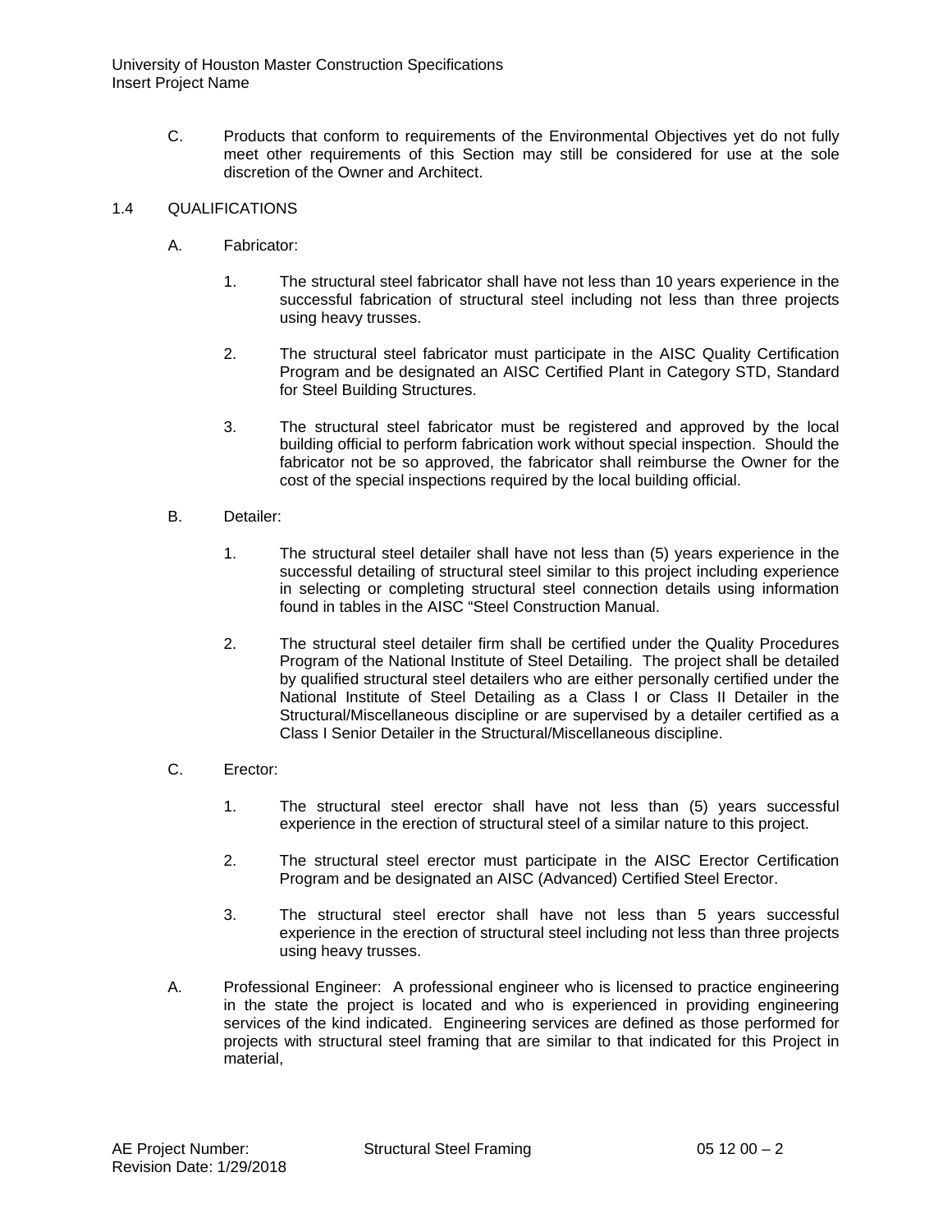C. Products that conform to requirements of the Environmental Objectives yet do not fully meet other requirements of this Section may still be considered for use at the sole discretion of the Owner and Architect.

## 1.4 QUALIFICATIONS

A. Fabricator:

1. The structural steel fabricator shall have not less than 10 years experience in the successful fabrication of structural steel including not less than three projects using heavy trusses.

2. The structural steel fabricator must participate in the AISC Quality Certification Program and be designated an AISC Certified Plant in Category STD, Standard for Steel Building Structures.

3. The structural steel fabricator must be registered and approved by the local building official to perform fabrication work without special inspection. Should the fabricator not be so approved, the fabricator shall reimburse the Owner for the cost of the special inspections required by the local building official.

B. Detailer:

1. The structural steel detailer shall have not less than (5) years experience in the successful detailing of structural steel similar to this project including experience in selecting or completing structural steel connection details using information found in tables in the AISC "Steel Construction Manual.

2. The structural steel detailer firm shall be certified under the Quality Procedures Program of the National Institute of Steel Detailing. The project shall be detailed by qualified structural steel detailers who are either personally certified under the National Institute of Steel Detailing as a Class I or Class II Detailer in the Structural/Miscellaneous discipline or are supervised by a detailer certified as a Class I Senior Detailer in the Structural/Miscellaneous discipline.

C. Erector:

1. The structural steel erector shall have not less than (5) years successful experience in the erection of structural steel of a similar nature to this project.

2. The structural steel erector must participate in the AISC Erector Certification Program and be designated an AISC (Advanced) Certified Steel Erector.

3. The structural steel erector shall have not less than 5 years successful experience in the erection of structural steel including not less than three projects using heavy trusses.

A. Professional Engineer: A professional engineer who is licensed to practice engineering in the state the project is located and who is experienced in providing engineering services of the kind indicated. Engineering services are defined as those performed for projects with structural steel framing that are similar to that indicated for this Project in material,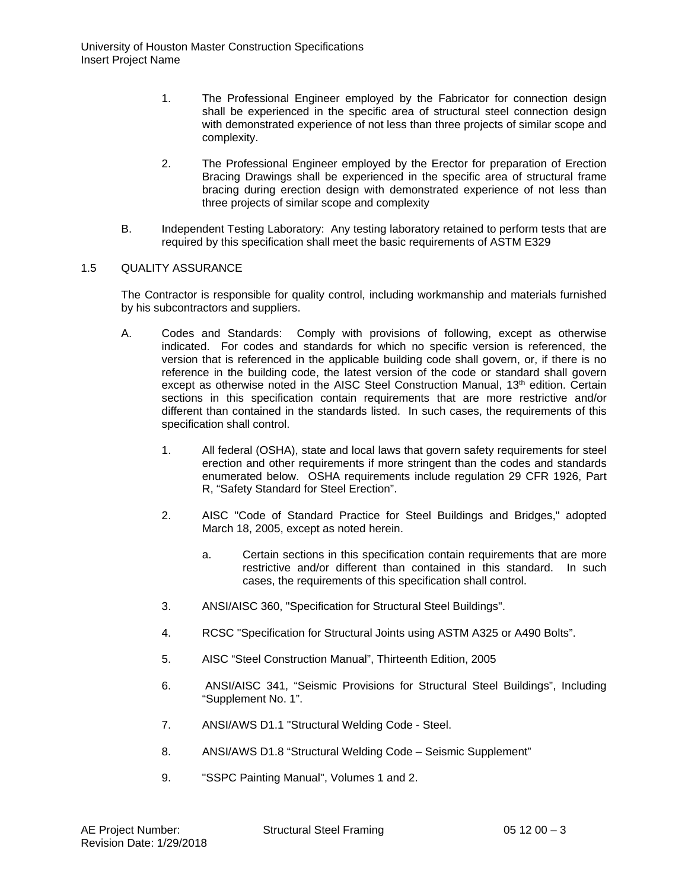1. The Professional Engineer employed by the Fabricator for connection design shall be experienced in the specific area of structural steel connection design with demonstrated experience of not less than three projects of similar scope and complexity.

2. The Professional Engineer employed by the Erector for preparation of Erection Bracing Drawings shall be experienced in the specific area of structural frame bracing during erection design with demonstrated experience of not less than three projects of similar scope and complexity

B. Independent Testing Laboratory: Any testing laboratory retained to perform tests that are required by this specification shall meet the basic requirements of ASTM E329

## 1.5 QUALITY ASSURANCE

The Contractor is responsible for quality control, including workmanship and materials furnished by his subcontractors and suppliers.

A. Codes and Standards: Comply with provisions of following, except as otherwise indicated. For codes and standards for which no specific version is referenced, the version that is referenced in the applicable building code shall govern, or, if there is no reference in the building code, the latest version of the code or standard shall govern except as otherwise noted in the AISC Steel Construction Manual, 13th edition. Certain sections in this specification contain requirements that are more restrictive and/or different than contained in the standards listed. In such cases, the requirements of this specification shall control.

1. All federal (OSHA), state and local laws that govern safety requirements for steel erection and other requirements if more stringent than the codes and standards enumerated below. OSHA requirements include regulation 29 CFR 1926, Part R, "Safety Standard for Steel Erection".

2. AISC "Code of Standard Practice for Steel Buildings and Bridges," adopted March 18, 2005, except as noted herein.

   a. Certain sections in this specification contain requirements that are more restrictive and/or different than contained in this standard. In such cases, the requirements of this specification shall control.

3. ANSI/AISC 360, "Specification for Structural Steel Buildings".

4. RCSC "Specification for Structural Joints using ASTM A325 or A490 Bolts".

5. AISC "Steel Construction Manual", Thirteenth Edition, 2005

6. ANSI/AISC 341, "Seismic Provisions for Structural Steel Buildings", Including "Supplement No. 1".

7. ANSI/AWS D1.1 "Structural Welding Code - Steel.

8. ANSI/AWS D1.8 "Structural Welding Code – Seismic Supplement"

9. "SSPC Painting Manual", Volumes 1 and 2.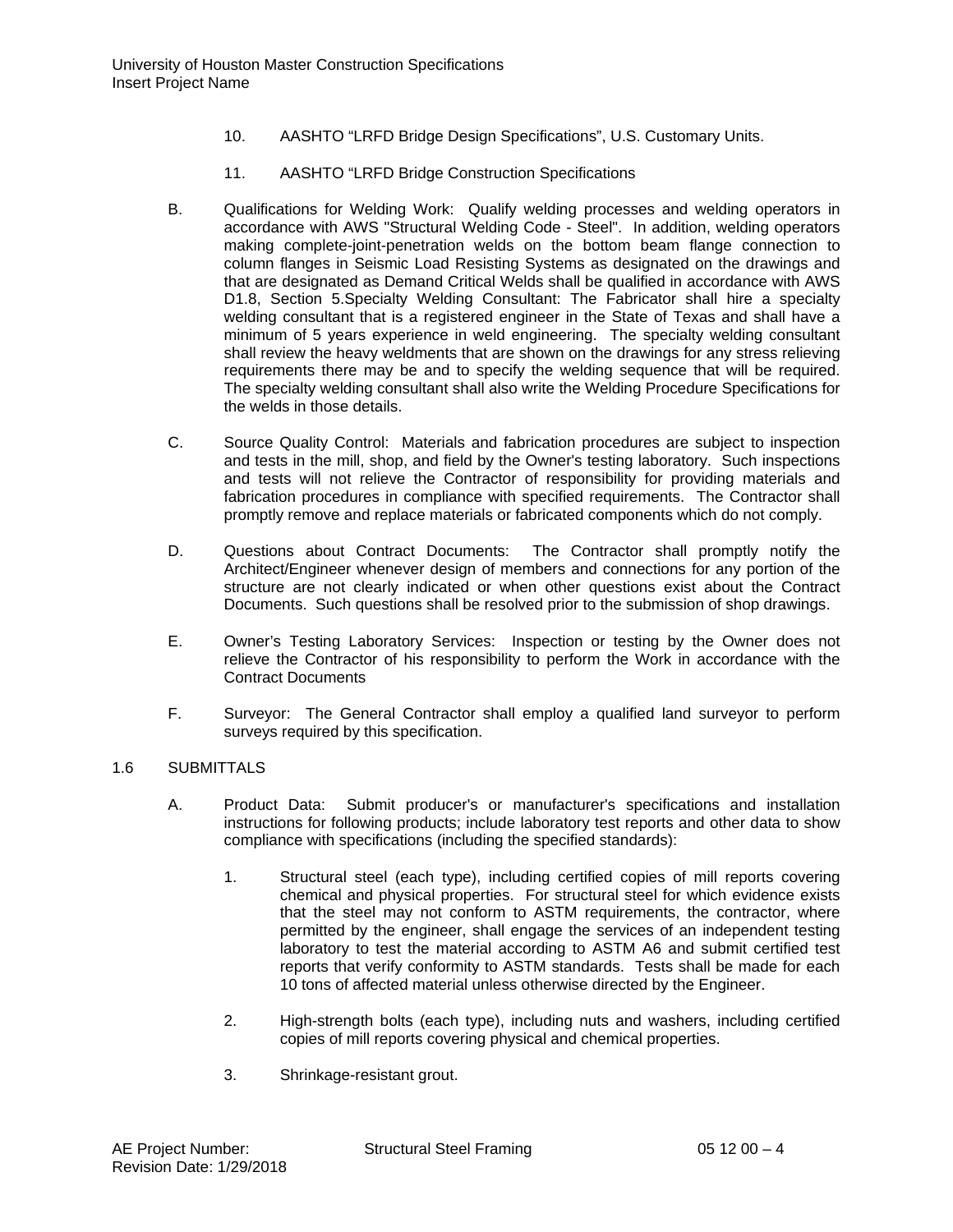10. AASHTO “LRFD Bridge Design Specifications”, U.S. Customary Units.

11. AASHTO “LRFD Bridge Construction Specifications

B. Qualifications for Welding Work: Qualify welding processes and welding operators in accordance with AWS "Structural Welding Code - Steel". In addition, welding operators making complete-joint-penetration welds on the bottom beam flange connection to column flanges in Seismic Load Resisting Systems as designated on the drawings and that are designated as Demand Critical Welds shall be qualified in accordance with AWS D1.8, Section 5.Specialty Welding Consultant: The Fabricator shall hire a specialty welding consultant that is a registered engineer in the State of Texas and shall have a minimum of 5 years experience in weld engineering. The specialty welding consultant shall review the heavy weldments that are shown on the drawings for any stress relieving requirements there may be and to specify the welding sequence that will be required. The specialty welding consultant shall also write the Welding Procedure Specifications for the welds in those details.

C. Source Quality Control: Materials and fabrication procedures are subject to inspection and tests in the mill, shop, and field by the Owner's testing laboratory. Such inspections and tests will not relieve the Contractor of responsibility for providing materials and fabrication procedures in compliance with specified requirements. The Contractor shall promptly remove and replace materials or fabricated components which do not comply.

D. Questions about Contract Documents: The Contractor shall promptly notify the Architect/Engineer whenever design of members and connections for any portion of the structure are not clearly indicated or when other questions exist about the Contract Documents. Such questions shall be resolved prior to the submission of shop drawings.

E. Owner’s Testing Laboratory Services: Inspection or testing by the Owner does not relieve the Contractor of his responsibility to perform the Work in accordance with the Contract Documents

F. Surveyor: The General Contractor shall employ a qualified land surveyor to perform surveys required by this specification.

## 1.6 SUBMITTALS

A. Product Data: Submit producer's or manufacturer's specifications and installation instructions for following products; include laboratory test reports and other data to show compliance with specifications (including the specified standards):

1. Structural steel (each type), including certified copies of mill reports covering chemical and physical properties. For structural steel for which evidence exists that the steel may not conform to ASTM requirements, the contractor, where permitted by the engineer, shall engage the services of an independent testing laboratory to test the material according to ASTM A6 and submit certified test reports that verify conformity to ASTM standards. Tests shall be made for each 10 tons of affected material unless otherwise directed by the Engineer.

2. High-strength bolts (each type), including nuts and washers, including certified copies of mill reports covering physical and chemical properties.

3. Shrinkage-resistant grout.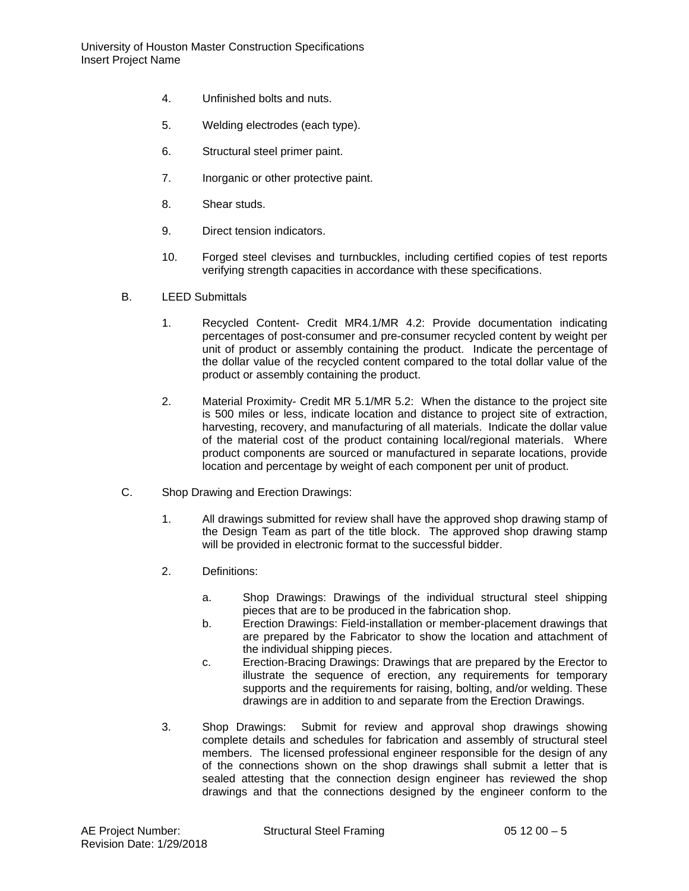4. Unfinished bolts and nuts.

5. Welding electrodes (each type).

6. Structural steel primer paint.

7. Inorganic or other protective paint.

8. Shear studs.

9. Direct tension indicators.

10. Forged steel clevises and turnbuckles, including certified copies of test reports verifying strength capacities in accordance with these specifications.

B. LEED Submittals

1. Recycled Content- Credit MR4.1/MR 4.2: Provide documentation indicating percentages of post-consumer and pre-consumer recycled content by weight per unit of product or assembly containing the product. Indicate the percentage of the dollar value of the recycled content compared to the total dollar value of the product or assembly containing the product.

2. Material Proximity- Credit MR 5.1/MR 5.2: When the distance to the project site is 500 miles or less, indicate location and distance to project site of extraction, harvesting, recovery, and manufacturing of all materials. Indicate the dollar value of the material cost of the product containing local/regional materials. Where product components are sourced or manufactured in separate locations, provide location and percentage by weight of each component per unit of product.

C. Shop Drawing and Erection Drawings:

1. All drawings submitted for review shall have the approved shop drawing stamp of the Design Team as part of the title block. The approved shop drawing stamp will be provided in electronic format to the successful bidder.

2. Definitions:

   a. Shop Drawings: Drawings of the individual structural steel shipping pieces that are to be produced in the fabrication shop.
   b. Erection Drawings: Field-installation or member-placement drawings that are prepared by the Fabricator to show the location and attachment of the individual shipping pieces.
   c. Erection-Bracing Drawings: Drawings that are prepared by the Erector to illustrate the sequence of erection, any requirements for temporary supports and the requirements for raising, bolting, and/or welding. These drawings are in addition to and separate from the Erection Drawings.

3. Shop Drawings: Submit for review and approval shop drawings showing complete details and schedules for fabrication and assembly of structural steel members. The licensed professional engineer responsible for the design of any of the connections shown on the shop drawings shall submit a letter that is sealed attesting that the connection design engineer has reviewed the shop drawings and that the connections designed by the engineer conform to the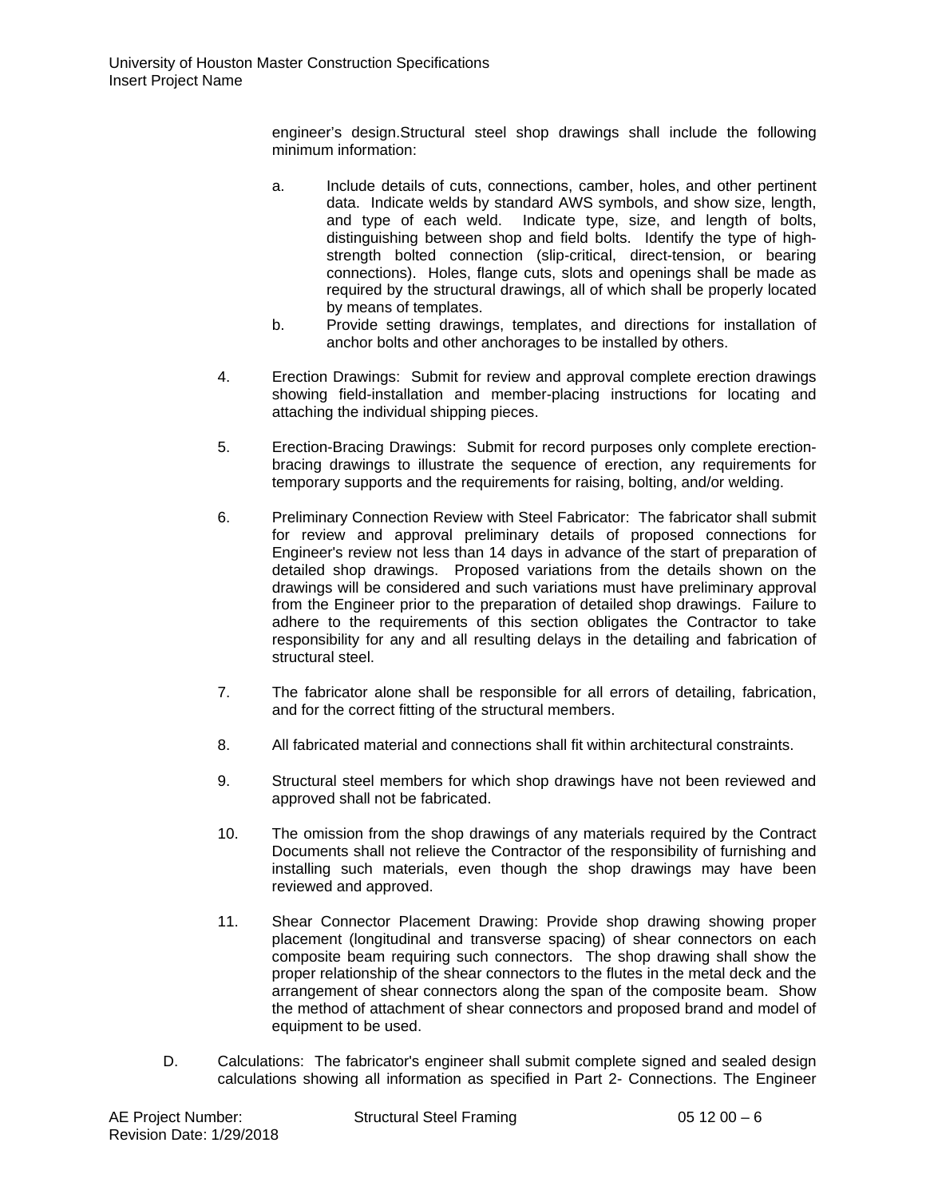engineer's design.Structural steel shop drawings shall include the following minimum information:

a. Include details of cuts, connections, camber, holes, and other pertinent data. Indicate welds by standard AWS symbols, and show size, length, and type of each weld. Indicate type, size, and length of bolts, distinguishing between shop and field bolts. Identify the type of high-strength bolted connection (slip-critical, direct-tension, or bearing connections). Holes, flange cuts, slots and openings shall be made as required by the structural drawings, all of which shall be properly located by means of templates.

b. Provide setting drawings, templates, and directions for installation of anchor bolts and other anchorages to be installed by others.

4. Erection Drawings: Submit for review and approval complete erection drawings showing field-installation and member-placing instructions for locating and attaching the individual shipping pieces.

5. Erection-Bracing Drawings: Submit for record purposes only complete erection-bracing drawings to illustrate the sequence of erection, any requirements for temporary supports and the requirements for raising, bolting, and/or welding.

6. Preliminary Connection Review with Steel Fabricator: The fabricator shall submit for review and approval preliminary details of proposed connections for Engineer's review not less than 14 days in advance of the start of preparation of detailed shop drawings. Proposed variations from the details shown on the drawings will be considered and such variations must have preliminary approval from the Engineer prior to the preparation of detailed shop drawings. Failure to adhere to the requirements of this section obligates the Contractor to take responsibility for any and all resulting delays in the detailing and fabrication of structural steel.

7. The fabricator alone shall be responsible for all errors of detailing, fabrication, and for the correct fitting of the structural members.

8. All fabricated material and connections shall fit within architectural constraints.

9. Structural steel members for which shop drawings have not been reviewed and approved shall not be fabricated.

10. The omission from the shop drawings of any materials required by the Contract Documents shall not relieve the Contractor of the responsibility of furnishing and installing such materials, even though the shop drawings may have been reviewed and approved.

11. Shear Connector Placement Drawing: Provide shop drawing showing proper placement (longitudinal and transverse spacing) of shear connectors on each composite beam requiring such connectors. The shop drawing shall show the proper relationship of the shear connectors to the flutes in the metal deck and the arrangement of shear connectors along the span of the composite beam. Show the method of attachment of shear connectors and proposed brand and model of equipment to be used.

D. Calculations: The fabricator's engineer shall submit complete signed and sealed design calculations showing all information as specified in Part 2- Connections. The Engineer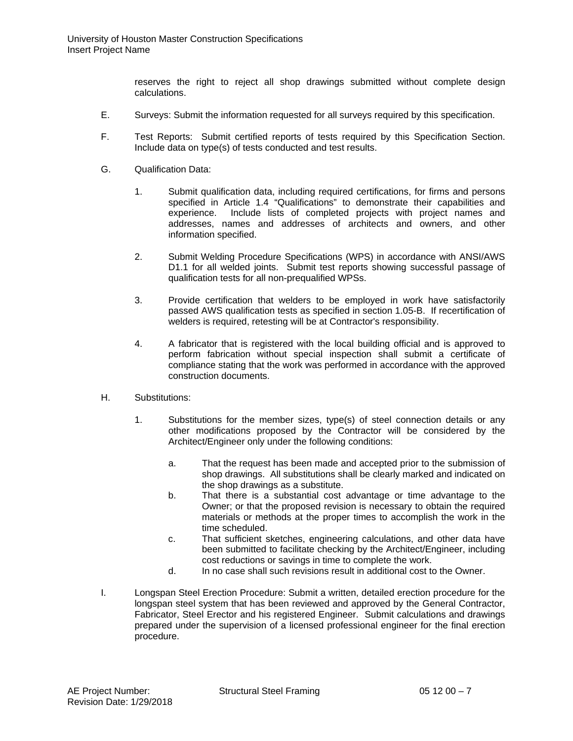reserves the right to reject all shop drawings submitted without complete design calculations.

E. Surveys: Submit the information requested for all surveys required by this specification.

F. Test Reports: Submit certified reports of tests required by this Specification Section. Include data on type(s) of tests conducted and test results.

G. Qualification Data:

1. Submit qualification data, including required certifications, for firms and persons specified in Article 1.4 “Qualifications” to demonstrate their capabilities and experience. Include lists of completed projects with project names and addresses, names and addresses of architects and owners, and other information specified.

2. Submit Welding Procedure Specifications (WPS) in accordance with ANSI/AWS D1.1 for all welded joints. Submit test reports showing successful passage of qualification tests for all non-prequalified WPSs.

3. Provide certification that welders to be employed in work have satisfactorily passed AWS qualification tests as specified in section 1.05-B. If recertification of welders is required, retesting will be at Contractor's responsibility.

4. A fabricator that is registered with the local building official and is approved to perform fabrication without special inspection shall submit a certificate of compliance stating that the work was performed in accordance with the approved construction documents.

H. Substitutions:

1. Substitutions for the member sizes, type(s) of steel connection details or any other modifications proposed by the Contractor will be considered by the Architect/Engineer only under the following conditions:

   a. That the request has been made and accepted prior to the submission of shop drawings. All substitutions shall be clearly marked and indicated on the shop drawings as a substitute.
   b. That there is a substantial cost advantage or time advantage to the Owner; or that the proposed revision is necessary to obtain the required materials or methods at the proper times to accomplish the work in the time scheduled.
   c. That sufficient sketches, engineering calculations, and other data have been submitted to facilitate checking by the Architect/Engineer, including cost reductions or savings in time to complete the work.
   d. In no case shall such revisions result in additional cost to the Owner.

I. Longspan Steel Erection Procedure: Submit a written, detailed erection procedure for the longspan steel system that has been reviewed and approved by the General Contractor, Fabricator, Steel Erector and his registered Engineer. Submit calculations and drawings prepared under the supervision of a licensed professional engineer for the final erection procedure.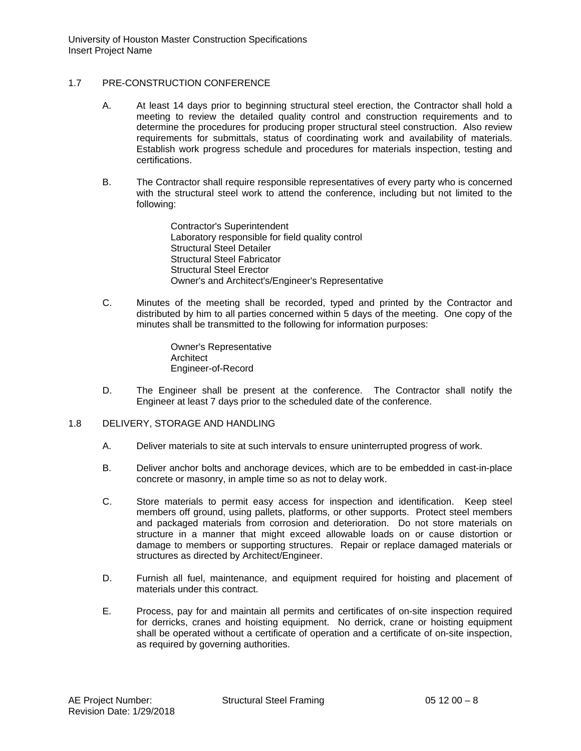## 1.7 PRE-CONSTRUCTION CONFERENCE

A. At least 14 days prior to beginning structural steel erection, the Contractor shall hold a meeting to review the detailed quality control and construction requirements and to determine the procedures for producing proper structural steel construction. Also review requirements for submittals, status of coordinating work and availability of materials. Establish work progress schedule and procedures for materials inspection, testing and certifications.

B. The Contractor shall require responsible representatives of every party who is concerned with the structural steel work to attend the conference, including but not limited to the following:

   Contractor's Superintendent
   Laboratory responsible for field quality control
   Structural Steel Detailer
   Structural Steel Fabricator
   Structural Steel Erector
   Owner's and Architect's/Engineer's Representative

C. Minutes of the meeting shall be recorded, typed and printed by the Contractor and distributed by him to all parties concerned within 5 days of the meeting. One copy of the minutes shall be transmitted to the following for information purposes:

   Owner's Representative
   Architect
   Engineer-of-Record

D. The Engineer shall be present at the conference. The Contractor shall notify the Engineer at least 7 days prior to the scheduled date of the conference.

## 1.8 DELIVERY, STORAGE AND HANDLING

A. Deliver materials to site at such intervals to ensure uninterrupted progress of work.

B. Deliver anchor bolts and anchorage devices, which are to be embedded in cast-in-place concrete or masonry, in ample time so as not to delay work.

C. Store materials to permit easy access for inspection and identification. Keep steel members off ground, using pallets, platforms, or other supports. Protect steel members and packaged materials from corrosion and deterioration. Do not store materials on structure in a manner that might exceed allowable loads on or cause distortion or damage to members or supporting structures. Repair or replace damaged materials or structures as directed by Architect/Engineer.

D. Furnish all fuel, maintenance, and equipment required for hoisting and placement of materials under this contract.

E. Process, pay for and maintain all permits and certificates of on-site inspection required for derricks, cranes and hoisting equipment. No derrick, crane or hoisting equipment shall be operated without a certificate of operation and a certificate of on-site inspection, as required by governing authorities.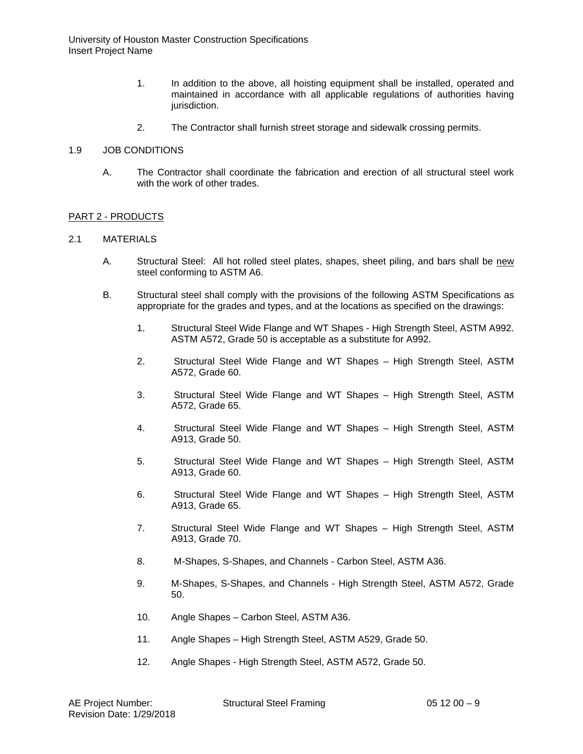1. In addition to the above, all hoisting equipment shall be installed, operated and maintained in accordance with all applicable regulations of authorities having jurisdiction.

2. The Contractor shall furnish street storage and sidewalk crossing permits.

1.9 JOB CONDITIONS

A. The Contractor shall coordinate the fabrication and erection of all structural steel work with the work of other trades.

## PART 2 - PRODUCTS

2.1 MATERIALS

A. Structural Steel: All hot rolled steel plates, shapes, sheet piling, and bars shall be new steel conforming to ASTM A6.

B. Structural steel shall comply with the provisions of the following ASTM Specifications as appropriate for the grades and types, and at the locations as specified on the drawings:

1. Structural Steel Wide Flange and WT Shapes - High Strength Steel, ASTM A992. ASTM A572, Grade 50 is acceptable as a substitute for A992.

2. Structural Steel Wide Flange and WT Shapes – High Strength Steel, ASTM A572, Grade 60.

3. Structural Steel Wide Flange and WT Shapes – High Strength Steel, ASTM A572, Grade 65.

4. Structural Steel Wide Flange and WT Shapes – High Strength Steel, ASTM A913, Grade 50.

5. Structural Steel Wide Flange and WT Shapes – High Strength Steel, ASTM A913, Grade 60.

6. Structural Steel Wide Flange and WT Shapes – High Strength Steel, ASTM A913, Grade 65.

7. Structural Steel Wide Flange and WT Shapes – High Strength Steel, ASTM A913, Grade 70.

8. M-Shapes, S-Shapes, and Channels - Carbon Steel, ASTM A36.

9. M-Shapes, S-Shapes, and Channels - High Strength Steel, ASTM A572, Grade 50.

10. Angle Shapes – Carbon Steel, ASTM A36.

11. Angle Shapes – High Strength Steel, ASTM A529, Grade 50.

12. Angle Shapes - High Strength Steel, ASTM A572, Grade 50.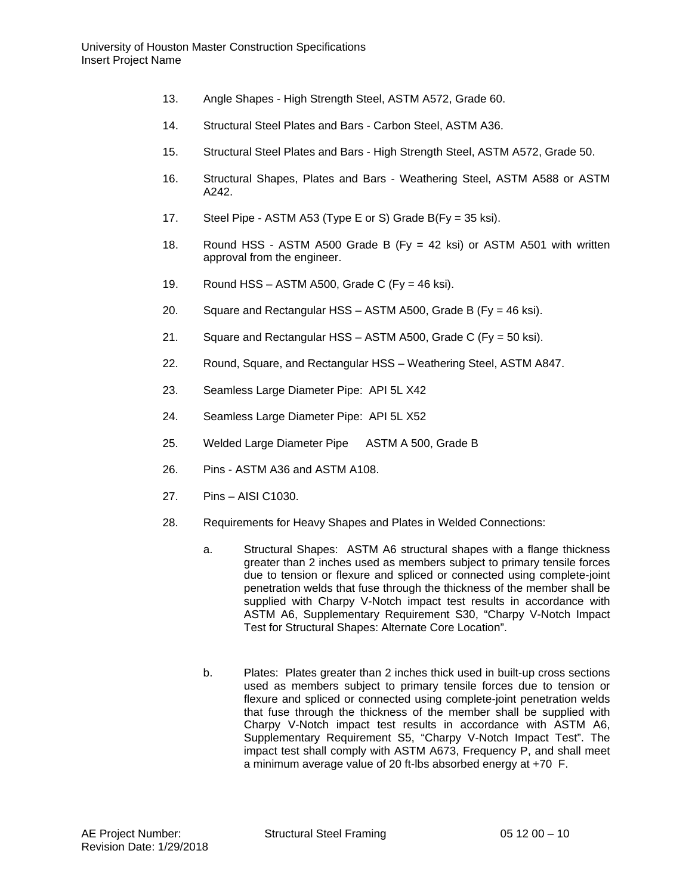13. Angle Shapes - High Strength Steel, ASTM A572, Grade 60.

14. Structural Steel Plates and Bars - Carbon Steel, ASTM A36.

15. Structural Steel Plates and Bars - High Strength Steel, ASTM A572, Grade 50.

16. Structural Shapes, Plates and Bars - Weathering Steel, ASTM A588 or ASTM A242.

17. Steel Pipe - ASTM A53 (Type E or S) Grade B(Fy = 35 ksi).

18. Round HSS - ASTM A500 Grade B (Fy = 42 ksi) or ASTM A501 with written approval from the engineer.

19. Round HSS – ASTM A500, Grade C (Fy = 46 ksi).

20. Square and Rectangular HSS – ASTM A500, Grade B (Fy = 46 ksi).

21. Square and Rectangular HSS – ASTM A500, Grade C (Fy = 50 ksi).

22. Round, Square, and Rectangular HSS – Weathering Steel, ASTM A847.

23. Seamless Large Diameter Pipe: API 5L X42

24. Seamless Large Diameter Pipe: API 5L X52

25. Welded Large Diameter Pipe ASTM A 500, Grade B

26. Pins - ASTM A36 and ASTM A108.

27. Pins – AISI C1030.

28. Requirements for Heavy Shapes and Plates in Welded Connections:

    a. Structural Shapes: ASTM A6 structural shapes with a flange thickness greater than 2 inches used as members subject to primary tensile forces due to tension or flexure and spliced or connected using complete-joint penetration welds that fuse through the thickness of the member shall be supplied with Charpy V-Notch impact test results in accordance with ASTM A6, Supplementary Requirement S30, "Charpy V-Notch Impact Test for Structural Shapes: Alternate Core Location".

    b. Plates: Plates greater than 2 inches thick used in built-up cross sections used as members subject to primary tensile forces due to tension or flexure and spliced or connected using complete-joint penetration welds that fuse through the thickness of the member shall be supplied with Charpy V-Notch impact test results in accordance with ASTM A6, Supplementary Requirement S5, "Charpy V-Notch Impact Test". The impact test shall comply with ASTM A673, Frequency P, and shall meet a minimum average value of 20 ft-lbs absorbed energy at +70 F.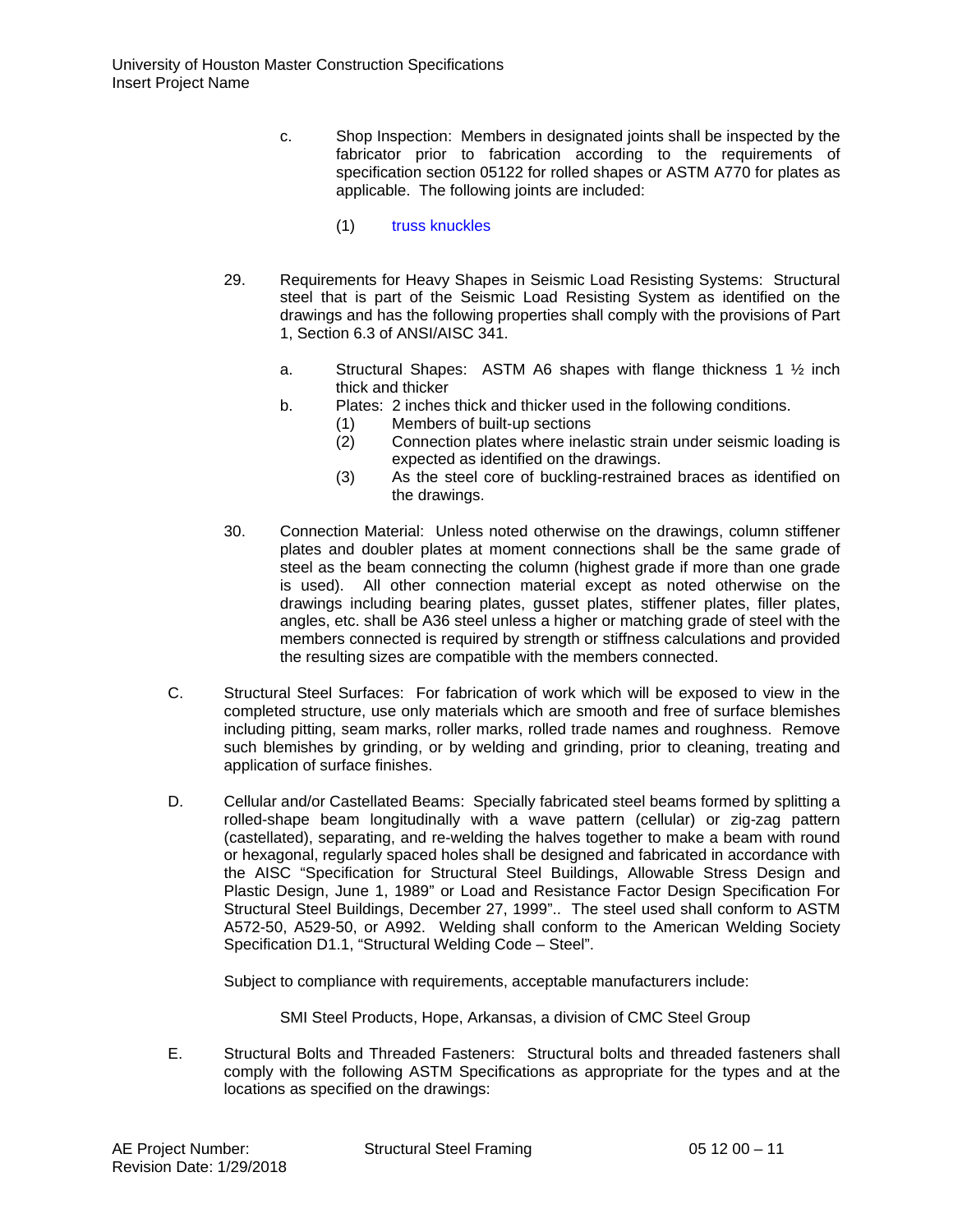c. Shop Inspection: Members in designated joints shall be inspected by the fabricator prior to fabrication according to the requirements of specification section 05122 for rolled shapes or ASTM A770 for plates as applicable. The following joints are included:

(1) truss knuckles

29. Requirements for Heavy Shapes in Seismic Load Resisting Systems: Structural steel that is part of the Seismic Load Resisting System as identified on the drawings and has the following properties shall comply with the provisions of Part 1, Section 6.3 of ANSI/AISC 341.

a. Structural Shapes: ASTM A6 shapes with flange thickness 1 ½ inch thick and thicker

b. Plates: 2 inches thick and thicker used in the following conditions.

(1) Members of built-up sections

(2) Connection plates where inelastic strain under seismic loading is expected as identified on the drawings.

(3) As the steel core of buckling-restrained braces as identified on the drawings.

30. Connection Material: Unless noted otherwise on the drawings, column stiffener plates and doubler plates at moment connections shall be the same grade of steel as the beam connecting the column (highest grade if more than one grade is used). All other connection material except as noted otherwise on the drawings including bearing plates, gusset plates, stiffener plates, filler plates, angles, etc. shall be A36 steel unless a higher or matching grade of steel with the members connected is required by strength or stiffness calculations and provided the resulting sizes are compatible with the members connected.

C. Structural Steel Surfaces: For fabrication of work which will be exposed to view in the completed structure, use only materials which are smooth and free of surface blemishes including pitting, seam marks, roller marks, rolled trade names and roughness. Remove such blemishes by grinding, or by welding and grinding, prior to cleaning, treating and application of surface finishes.

D. Cellular and/or Castellated Beams: Specially fabricated steel beams formed by splitting a rolled-shape beam longitudinally with a wave pattern (cellular) or zig-zag pattern (castellated), separating, and re-welding the halves together to make a beam with round or hexagonal, regularly spaced holes shall be designed and fabricated in accordance with the AISC "Specification for Structural Steel Buildings, Allowable Stress Design and Plastic Design, June 1, 1989" or Load and Resistance Factor Design Specification For Structural Steel Buildings, December 27, 1999".. The steel used shall conform to ASTM A572-50, A529-50, or A992. Welding shall conform to the American Welding Society Specification D1.1, "Structural Welding Code – Steel".

Subject to compliance with requirements, acceptable manufacturers include:

SMI Steel Products, Hope, Arkansas, a division of CMC Steel Group

E. Structural Bolts and Threaded Fasteners: Structural bolts and threaded fasteners shall comply with the following ASTM Specifications as appropriate for the types and at the locations as specified on the drawings: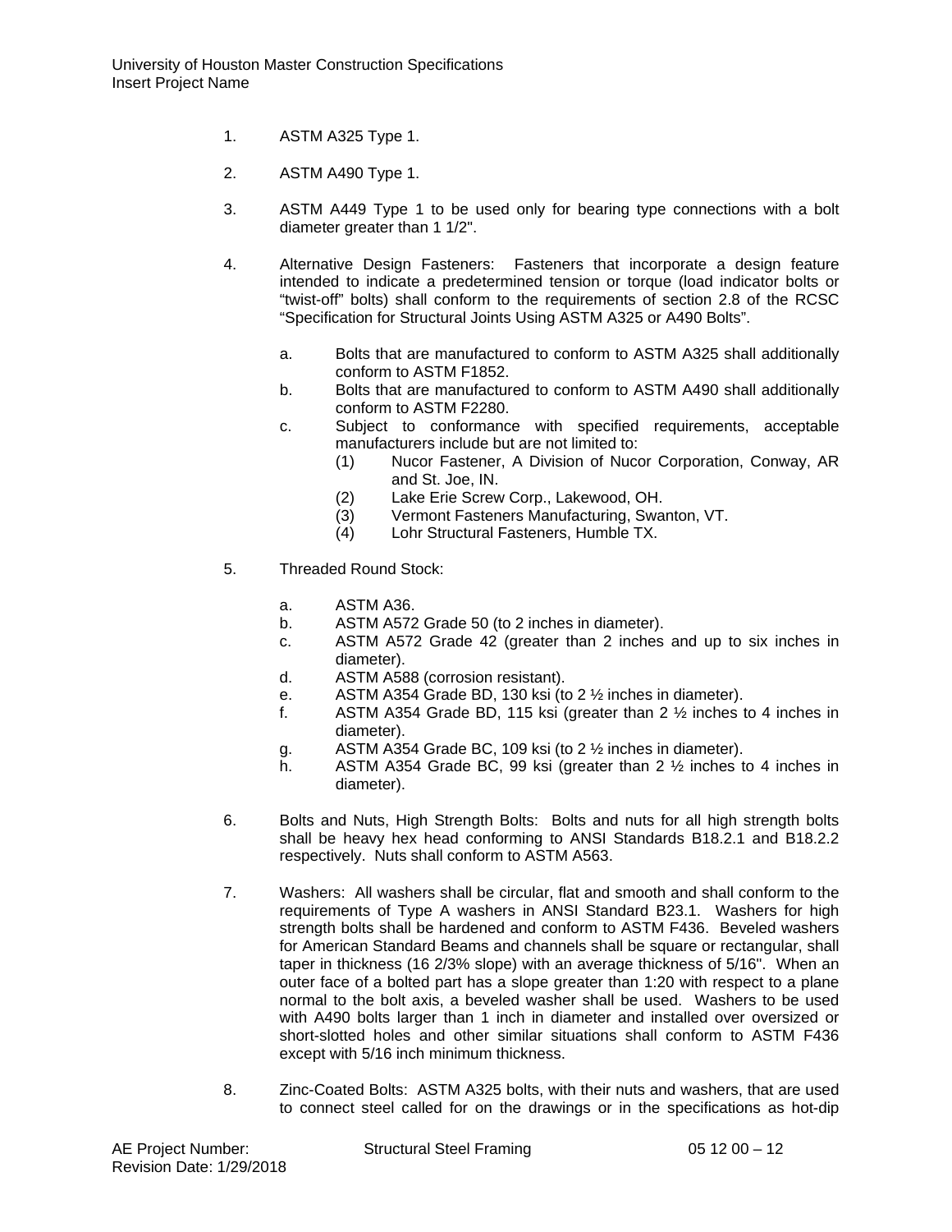1. ASTM A325 Type 1.

2. ASTM A490 Type 1.

3. ASTM A449 Type 1 to be used only for bearing type connections with a bolt diameter greater than 1 1/2".

4. Alternative Design Fasteners: Fasteners that incorporate a design feature intended to indicate a predetermined tension or torque (load indicator bolts or “twist-off” bolts) shall conform to the requirements of section 2.8 of the RCSC “Specification for Structural Joints Using ASTM A325 or A490 Bolts”.

   a. Bolts that are manufactured to conform to ASTM A325 shall additionally conform to ASTM F1852.
   b. Bolts that are manufactured to conform to ASTM A490 shall additionally conform to ASTM F2280.
   c. Subject to conformance with specified requirements, acceptable manufacturers include but are not limited to:
      (1) Nucor Fastener, A Division of Nucor Corporation, Conway, AR and St. Joe, IN.
      (2) Lake Erie Screw Corp., Lakewood, OH.
      (3) Vermont Fasteners Manufacturing, Swanton, VT.
      (4) Lohr Structural Fasteners, Humble TX.

5. Threaded Round Stock:

   a. ASTM A36.
   b. ASTM A572 Grade 50 (to 2 inches in diameter).
   c. ASTM A572 Grade 42 (greater than 2 inches and up to six inches in diameter).
   d. ASTM A588 (corrosion resistant).
   e. ASTM A354 Grade BD, 130 ksi (to 2 ½ inches in diameter).
   f. ASTM A354 Grade BD, 115 ksi (greater than 2 ½ inches to 4 inches in diameter).
   g. ASTM A354 Grade BC, 109 ksi (to 2 ½ inches in diameter).
   h. ASTM A354 Grade BC, 99 ksi (greater than 2 ½ inches to 4 inches in diameter).

6. Bolts and Nuts, High Strength Bolts: Bolts and nuts for all high strength bolts shall be heavy hex head conforming to ANSI Standards B18.2.1 and B18.2.2 respectively. Nuts shall conform to ASTM A563.

7. Washers: All washers shall be circular, flat and smooth and shall conform to the requirements of Type A washers in ANSI Standard B23.1. Washers for high strength bolts shall be hardened and conform to ASTM F436. Beveled washers for American Standard Beams and channels shall be square or rectangular, shall taper in thickness (16 2/3% slope) with an average thickness of 5/16". When an outer face of a bolted part has a slope greater than 1:20 with respect to a plane normal to the bolt axis, a beveled washer shall be used. Washers to be used with A490 bolts larger than 1 inch in diameter and installed over oversized or short-slotted holes and other similar situations shall conform to ASTM F436 except with 5/16 inch minimum thickness.

8. Zinc-Coated Bolts: ASTM A325 bolts, with their nuts and washers, that are used to connect steel called for on the drawings or in the specifications as hot-dip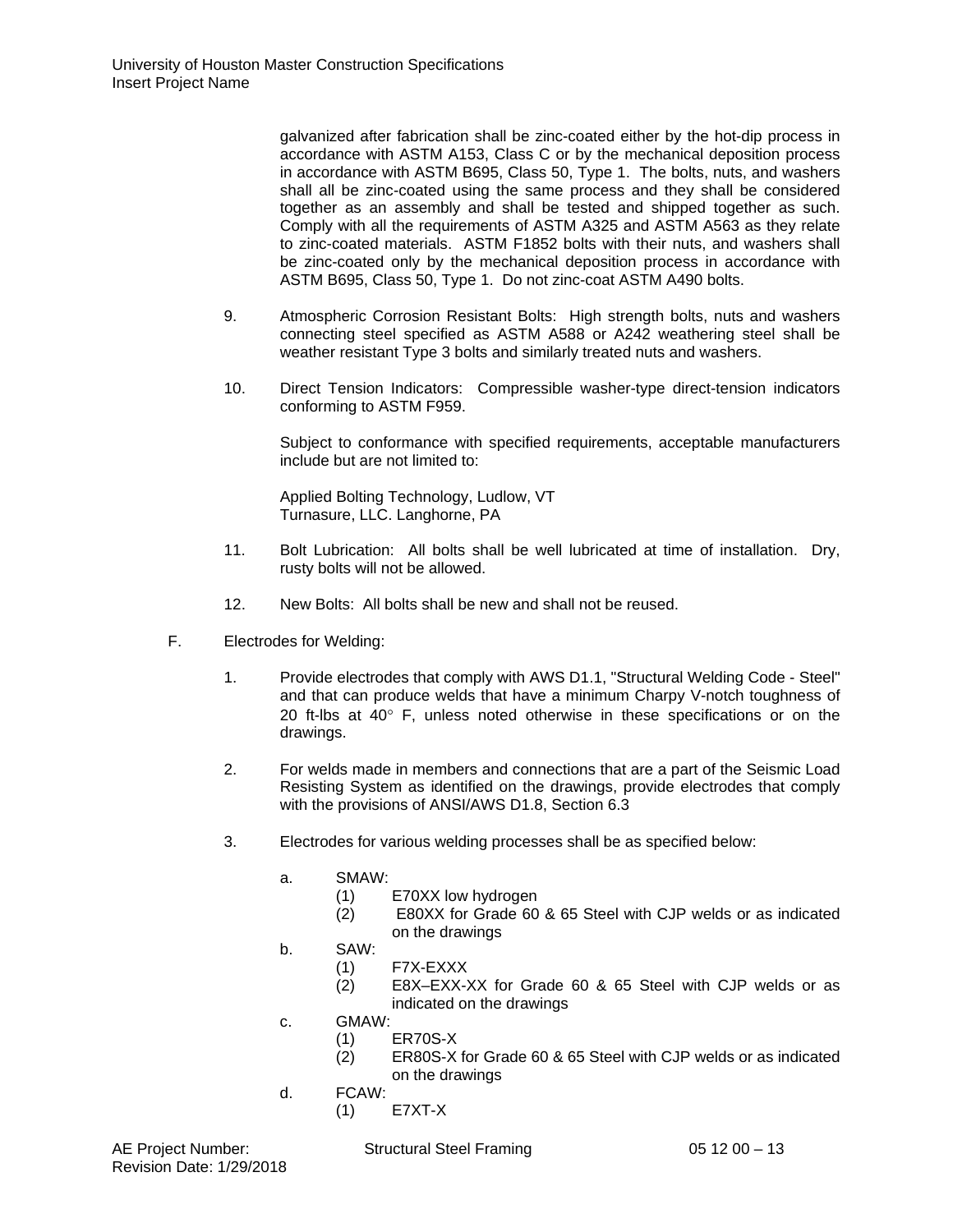galvanized after fabrication shall be zinc-coated either by the hot-dip process in accordance with ASTM A153, Class C or by the mechanical deposition process in accordance with ASTM B695, Class 50, Type 1. The bolts, nuts, and washers shall all be zinc-coated using the same process and they shall be considered together as an assembly and shall be tested and shipped together as such. Comply with all the requirements of ASTM A325 and ASTM A563 as they relate to zinc-coated materials. ASTM F1852 bolts with their nuts, and washers shall be zinc-coated only by the mechanical deposition process in accordance with ASTM B695, Class 50, Type 1. Do not zinc-coat ASTM A490 bolts.

9. Atmospheric Corrosion Resistant Bolts: High strength bolts, nuts and washers connecting steel specified as ASTM A588 or A242 weathering steel shall be weather resistant Type 3 bolts and similarly treated nuts and washers.

10. Direct Tension Indicators: Compressible washer-type direct-tension indicators conforming to ASTM F959.

    Subject to conformance with specified requirements, acceptable manufacturers include but are not limited to:

    Applied Bolting Technology, Ludlow, VT
    Turnasure, LLC. Langhorne, PA

11. Bolt Lubrication: All bolts shall be well lubricated at time of installation. Dry, rusty bolts will not be allowed.

12. New Bolts: All bolts shall be new and shall not be reused.

F. Electrodes for Welding:

1. Provide electrodes that comply with AWS D1.1, "Structural Welding Code - Steel" and that can produce welds that have a minimum Charpy V-notch toughness of 20 ft-lbs at 40° F, unless noted otherwise in these specifications or on the drawings.

2. For welds made in members and connections that are a part of the Seismic Load Resisting System as identified on the drawings, provide electrodes that comply with the provisions of ANSI/AWS D1.8, Section 6.3

3. Electrodes for various welding processes shall be as specified below:

   a. SMAW:
      (1) E70XX low hydrogen
      (2) E80XX for Grade 60 & 65 Steel with CJP welds or as indicated on the drawings
   b. SAW:
      (1) F7X-EXXX
      (2) E8X–EXX-XX for Grade 60 & 65 Steel with CJP welds or as indicated on the drawings
   c. GMAW:
      (1) ER70S-X
      (2) ER80S-X for Grade 60 & 65 Steel with CJP welds or as indicated on the drawings
   d. FCAW:
      (1) E7XT-X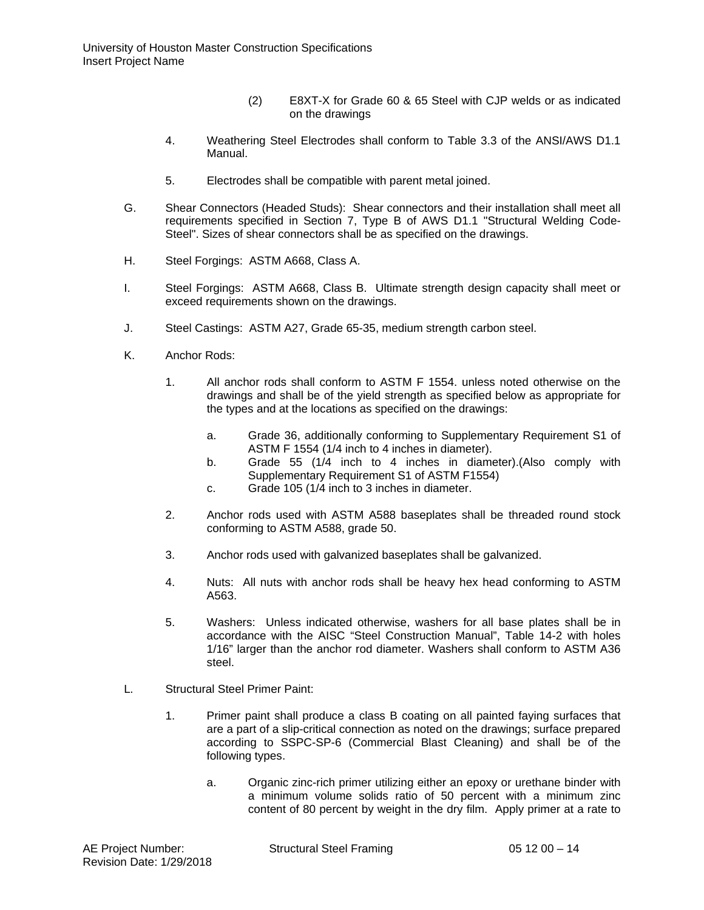(2) E8XT-X for Grade 60 & 65 Steel with CJP welds or as indicated on the drawings

4. Weathering Steel Electrodes shall conform to Table 3.3 of the ANSI/AWS D1.1 Manual.

5. Electrodes shall be compatible with parent metal joined.

G. Shear Connectors (Headed Studs): Shear connectors and their installation shall meet all requirements specified in Section 7, Type B of AWS D1.1 "Structural Welding Code-Steel". Sizes of shear connectors shall be as specified on the drawings.

H. Steel Forgings: ASTM A668, Class A.

I. Steel Forgings: ASTM A668, Class B. Ultimate strength design capacity shall meet or exceed requirements shown on the drawings.

J. Steel Castings: ASTM A27, Grade 65-35, medium strength carbon steel.

K. Anchor Rods:

1. All anchor rods shall conform to ASTM F 1554. unless noted otherwise on the drawings and shall be of the yield strength as specified below as appropriate for the types and at the locations as specified on the drawings:

   a. Grade 36, additionally conforming to Supplementary Requirement S1 of ASTM F 1554 (1/4 inch to 4 inches in diameter).
   b. Grade 55 (1/4 inch to 4 inches in diameter).(Also comply with Supplementary Requirement S1 of ASTM F1554)
   c. Grade 105 (1/4 inch to 3 inches in diameter.

2. Anchor rods used with ASTM A588 baseplates shall be threaded round stock conforming to ASTM A588, grade 50.

3. Anchor rods used with galvanized baseplates shall be galvanized.

4. Nuts: All nuts with anchor rods shall be heavy hex head conforming to ASTM A563.

5. Washers: Unless indicated otherwise, washers for all base plates shall be in accordance with the AISC "Steel Construction Manual", Table 14-2 with holes 1/16" larger than the anchor rod diameter. Washers shall conform to ASTM A36 steel.

L. Structural Steel Primer Paint:

1. Primer paint shall produce a class B coating on all painted faying surfaces that are a part of a slip-critical connection as noted on the drawings; surface prepared according to SSPC-SP-6 (Commercial Blast Cleaning) and shall be of the following types.

   a. Organic zinc-rich primer utilizing either an epoxy or urethane binder with a minimum volume solids ratio of 50 percent with a minimum zinc content of 80 percent by weight in the dry film. Apply primer at a rate to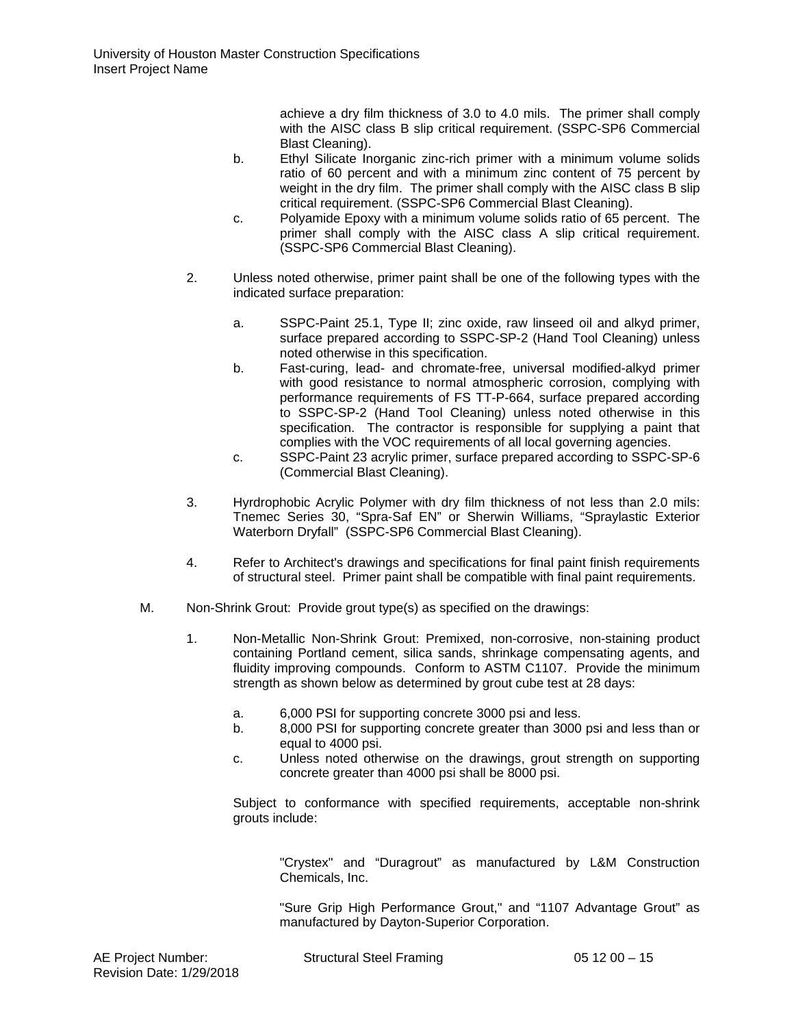achieve a dry film thickness of 3.0 to 4.0 mils. The primer shall comply with the AISC class B slip critical requirement. (SSPC-SP6 Commercial Blast Cleaning).

b. Ethyl Silicate Inorganic zinc-rich primer with a minimum volume solids ratio of 60 percent and with a minimum zinc content of 75 percent by weight in the dry film. The primer shall comply with the AISC class B slip critical requirement. (SSPC-SP6 Commercial Blast Cleaning).

c. Polyamide Epoxy with a minimum volume solids ratio of 65 percent. The primer shall comply with the AISC class A slip critical requirement. (SSPC-SP6 Commercial Blast Cleaning).

2. Unless noted otherwise, primer paint shall be one of the following types with the indicated surface preparation:

a. SSPC-Paint 25.1, Type II; zinc oxide, raw linseed oil and alkyd primer, surface prepared according to SSPC-SP-2 (Hand Tool Cleaning) unless noted otherwise in this specification.

b. Fast-curing, lead- and chromate-free, universal modified-alkyd primer with good resistance to normal atmospheric corrosion, complying with performance requirements of FS TT-P-664, surface prepared according to SSPC-SP-2 (Hand Tool Cleaning) unless noted otherwise in this specification. The contractor is responsible for supplying a paint that complies with the VOC requirements of all local governing agencies.

c. SSPC-Paint 23 acrylic primer, surface prepared according to SSPC-SP-6 (Commercial Blast Cleaning).

3. Hyrdrophobic Acrylic Polymer with dry film thickness of not less than 2.0 mils: Tnemec Series 30, “Spra-Saf EN” or Sherwin Williams, “Spraylastic Exterior Waterborn Dryfall” (SSPC-SP6 Commercial Blast Cleaning).

4. Refer to Architect's drawings and specifications for final paint finish requirements of structural steel. Primer paint shall be compatible with final paint requirements.

M. Non-Shrink Grout: Provide grout type(s) as specified on the drawings:

1. Non-Metallic Non-Shrink Grout: Premixed, non-corrosive, non-staining product containing Portland cement, silica sands, shrinkage compensating agents, and fluidity improving compounds. Conform to ASTM C1107. Provide the minimum strength as shown below as determined by grout cube test at 28 days:

a. 6,000 PSI for supporting concrete 3000 psi and less.

b. 8,000 PSI for supporting concrete greater than 3000 psi and less than or equal to 4000 psi.

c. Unless noted otherwise on the drawings, grout strength on supporting concrete greater than 4000 psi shall be 8000 psi.

Subject to conformance with specified requirements, acceptable non-shrink grouts include:

"Crystex" and “Duragrout” as manufactured by L&M Construction Chemicals, Inc.

"Sure Grip High Performance Grout," and “1107 Advantage Grout” as manufactured by Dayton-Superior Corporation.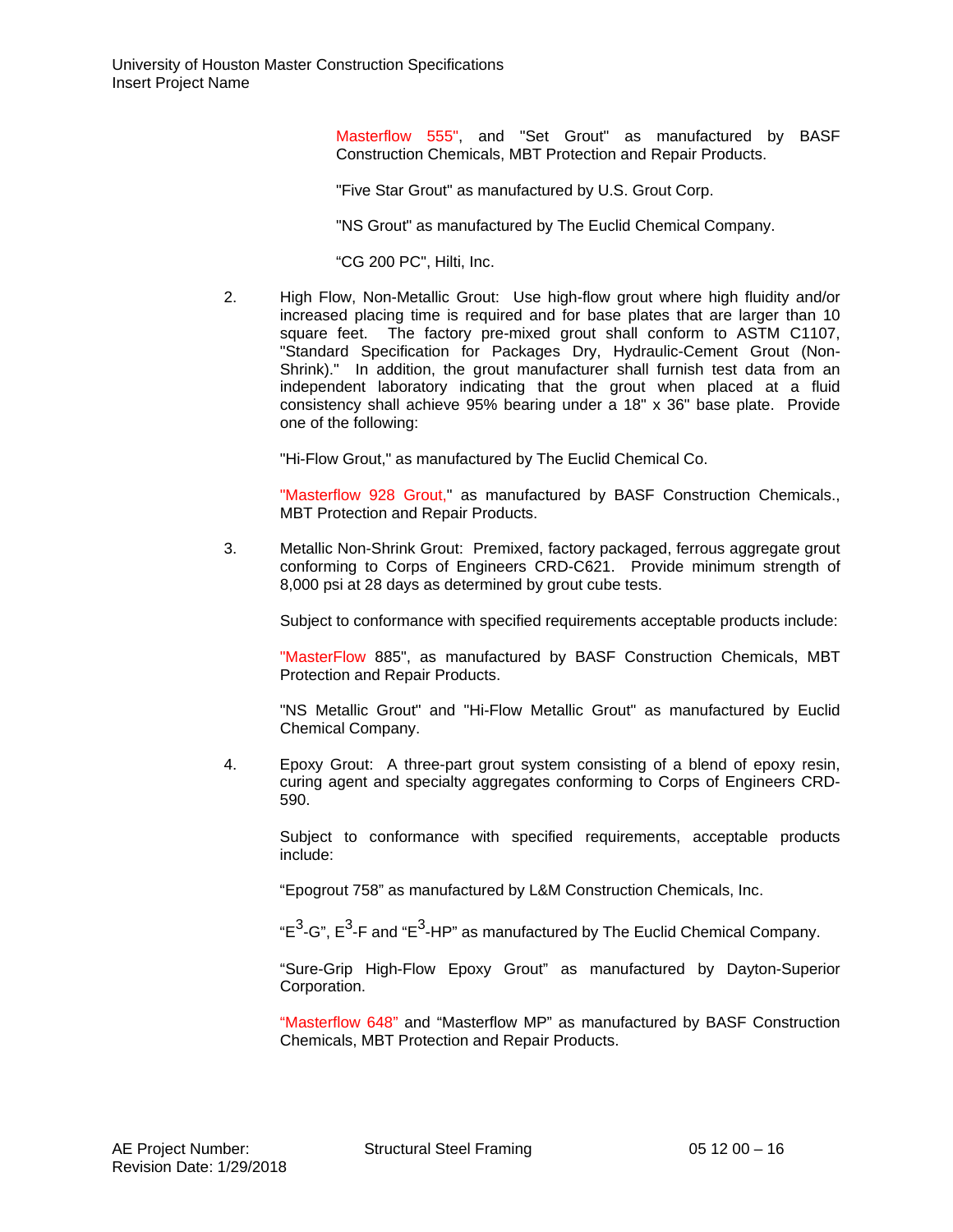Masterflow 555", and "Set Grout" as manufactured by BASF Construction Chemicals, MBT Protection and Repair Products.

"Five Star Grout" as manufactured by U.S. Grout Corp.

"NS Grout" as manufactured by The Euclid Chemical Company.

"CG 200 PC", Hilti, Inc.

2. High Flow, Non-Metallic Grout: Use high-flow grout where high fluidity and/or increased placing time is required and for base plates that are larger than 10 square feet. The factory pre-mixed grout shall conform to ASTM C1107, "Standard Specification for Packages Dry, Hydraulic-Cement Grout (Non-Shrink)." In addition, the grout manufacturer shall furnish test data from an independent laboratory indicating that the grout when placed at a fluid consistency shall achieve 95% bearing under a 18" x 36" base plate. Provide one of the following:

   "Hi-Flow Grout," as manufactured by The Euclid Chemical Co.

   "Masterflow 928 Grout," as manufactured by BASF Construction Chemicals., MBT Protection and Repair Products.

3. Metallic Non-Shrink Grout: Premixed, factory packaged, ferrous aggregate grout conforming to Corps of Engineers CRD-C621. Provide minimum strength of 8,000 psi at 28 days as determined by grout cube tests.

   Subject to conformance with specified requirements acceptable products include:

   "MasterFlow 885", as manufactured by BASF Construction Chemicals, MBT Protection and Repair Products.

   "NS Metallic Grout" and "Hi-Flow Metallic Grout" as manufactured by Euclid Chemical Company.

4. Epoxy Grout: A three-part grout system consisting of a blend of epoxy resin, curing agent and specialty aggregates conforming to Corps of Engineers CRD-590.

   Subject to conformance with specified requirements, acceptable products include:

   "Epogrout 758" as manufactured by L&M Construction Chemicals, Inc.

   "$E^3$-G", $E^3$-F and "$E^3$-HP" as manufactured by The Euclid Chemical Company.

   "Sure-Grip High-Flow Epoxy Grout" as manufactured by Dayton-Superior Corporation.

   "Masterflow 648" and "Masterflow MP" as manufactured by BASF Construction Chemicals, MBT Protection and Repair Products.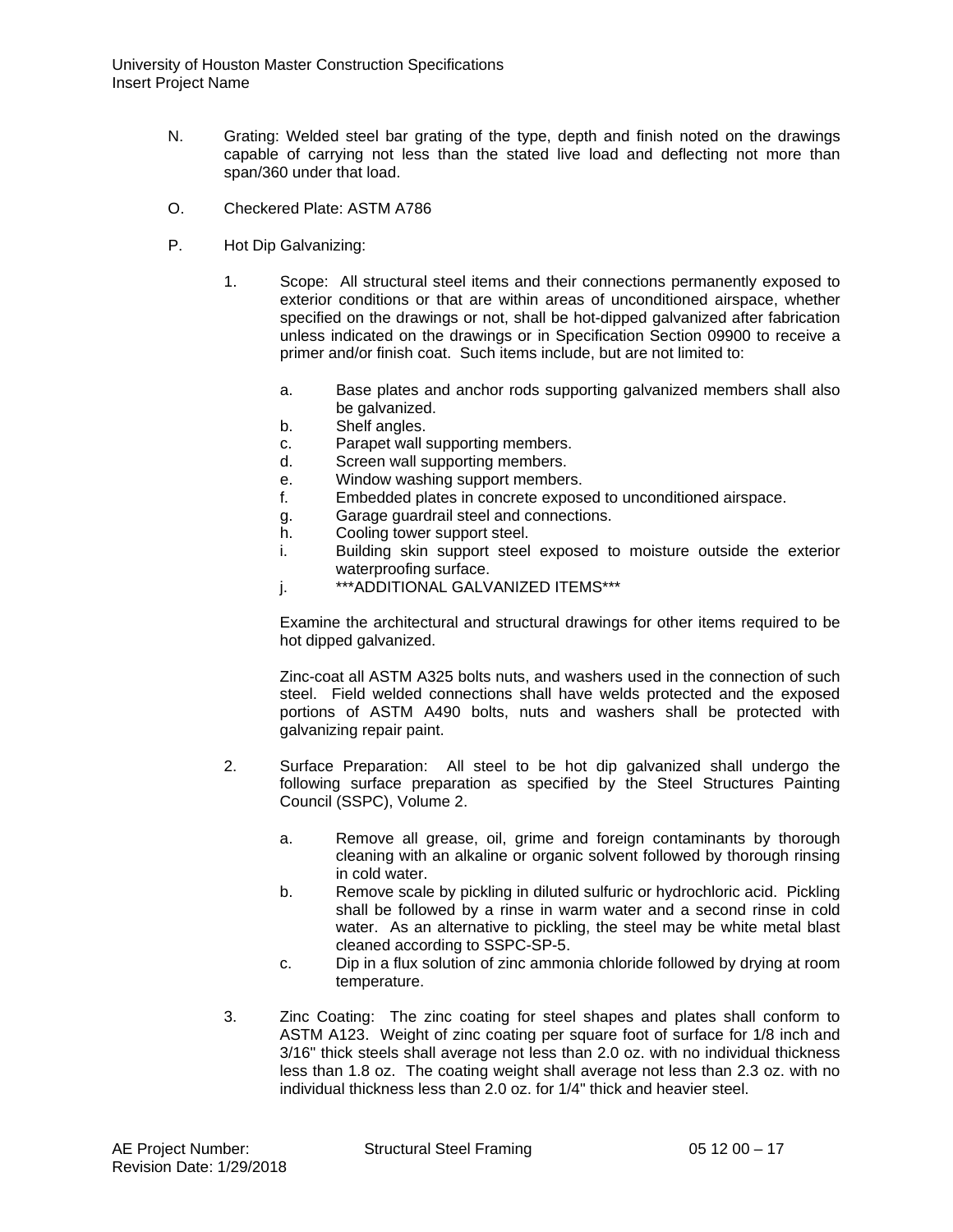N. Grating: Welded steel bar grating of the type, depth and finish noted on the drawings capable of carrying not less than the stated live load and deflecting not more than span/360 under that load.

O. Checkered Plate: ASTM A786

P. Hot Dip Galvanizing:

1. Scope: All structural steel items and their connections permanently exposed to exterior conditions or that are within areas of unconditioned airspace, whether specified on the drawings or not, shall be hot-dipped galvanized after fabrication unless indicated on the drawings or in Specification Section 09900 to receive a primer and/or finish coat. Such items include, but are not limited to:

   a. Base plates and anchor rods supporting galvanized members shall also be galvanized.
   b. Shelf angles.
   c. Parapet wall supporting members.
   d. Screen wall supporting members.
   e. Window washing support members.
   f. Embedded plates in concrete exposed to unconditioned airspace.
   g. Garage guardrail steel and connections.
   h. Cooling tower support steel.
   i. Building skin support steel exposed to moisture outside the exterior waterproofing surface.
   j. ***ADDITIONAL GALVANIZED ITEMS***

   Examine the architectural and structural drawings for other items required to be hot dipped galvanized.

   Zinc-coat all ASTM A325 bolts nuts, and washers used in the connection of such steel. Field welded connections shall have welds protected and the exposed portions of ASTM A490 bolts, nuts and washers shall be protected with galvanizing repair paint.

2. Surface Preparation: All steel to be hot dip galvanized shall undergo the following surface preparation as specified by the Steel Structures Painting Council (SSPC), Volume 2.

   a. Remove all grease, oil, grime and foreign contaminants by thorough cleaning with an alkaline or organic solvent followed by thorough rinsing in cold water.
   b. Remove scale by pickling in diluted sulfuric or hydrochloric acid. Pickling shall be followed by a rinse in warm water and a second rinse in cold water. As an alternative to pickling, the steel may be white metal blast cleaned according to SSPC-SP-5.
   c. Dip in a flux solution of zinc ammonia chloride followed by drying at room temperature.

3. Zinc Coating: The zinc coating for steel shapes and plates shall conform to ASTM A123. Weight of zinc coating per square foot of surface for 1/8 inch and 3/16" thick steels shall average not less than 2.0 oz. with no individual thickness less than 1.8 oz. The coating weight shall average not less than 2.3 oz. with no individual thickness less than 2.0 oz. for 1/4" thick and heavier steel.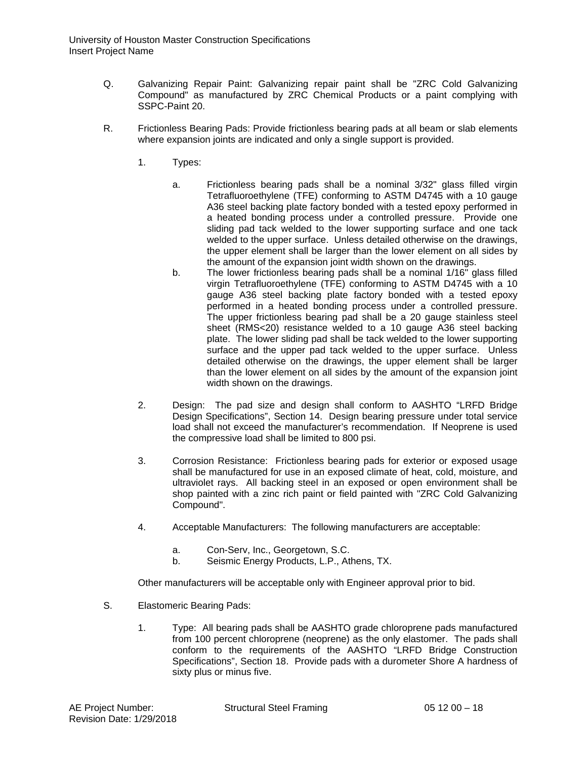Q. Galvanizing Repair Paint: Galvanizing repair paint shall be "ZRC Cold Galvanizing Compound" as manufactured by ZRC Chemical Products or a paint complying with SSPC-Paint 20.

R. Frictionless Bearing Pads: Provide frictionless bearing pads at all beam or slab elements where expansion joints are indicated and only a single support is provided.

1. Types:

   a. Frictionless bearing pads shall be a nominal 3/32" glass filled virgin Tetrafluoroethylene (TFE) conforming to ASTM D4745 with a 10 gauge A36 steel backing plate factory bonded with a tested epoxy performed in a heated bonding process under a controlled pressure. Provide one sliding pad tack welded to the lower supporting surface and one tack welded to the upper surface. Unless detailed otherwise on the drawings, the upper element shall be larger than the lower element on all sides by the amount of the expansion joint width shown on the drawings.

   b. The lower frictionless bearing pads shall be a nominal 1/16" glass filled virgin Tetrafluoroethylene (TFE) conforming to ASTM D4745 with a 10 gauge A36 steel backing plate factory bonded with a tested epoxy performed in a heated bonding process under a controlled pressure. The upper frictionless bearing pad shall be a 20 gauge stainless steel sheet (RMS<20) resistance welded to a 10 gauge A36 steel backing plate. The lower sliding pad shall be tack welded to the lower supporting surface and the upper pad tack welded to the upper surface. Unless detailed otherwise on the drawings, the upper element shall be larger than the lower element on all sides by the amount of the expansion joint width shown on the drawings.

2. Design: The pad size and design shall conform to AASHTO "LRFD Bridge Design Specifications", Section 14. Design bearing pressure under total service load shall not exceed the manufacturer's recommendation. If Neoprene is used the compressive load shall be limited to 800 psi.

3. Corrosion Resistance: Frictionless bearing pads for exterior or exposed usage shall be manufactured for use in an exposed climate of heat, cold, moisture, and ultraviolet rays. All backing steel in an exposed or open environment shall be shop painted with a zinc rich paint or field painted with "ZRC Cold Galvanizing Compound".

4. Acceptable Manufacturers: The following manufacturers are acceptable:

   a. Con-Serv, Inc., Georgetown, S.C.
   b. Seismic Energy Products, L.P., Athens, TX.

   Other manufacturers will be acceptable only with Engineer approval prior to bid.

S. Elastomeric Bearing Pads:

1. Type: All bearing pads shall be AASHTO grade chloroprene pads manufactured from 100 percent chloroprene (neoprene) as the only elastomer. The pads shall conform to the requirements of the AASHTO "LRFD Bridge Construction Specifications", Section 18. Provide pads with a durometer Shore A hardness of sixty plus or minus five.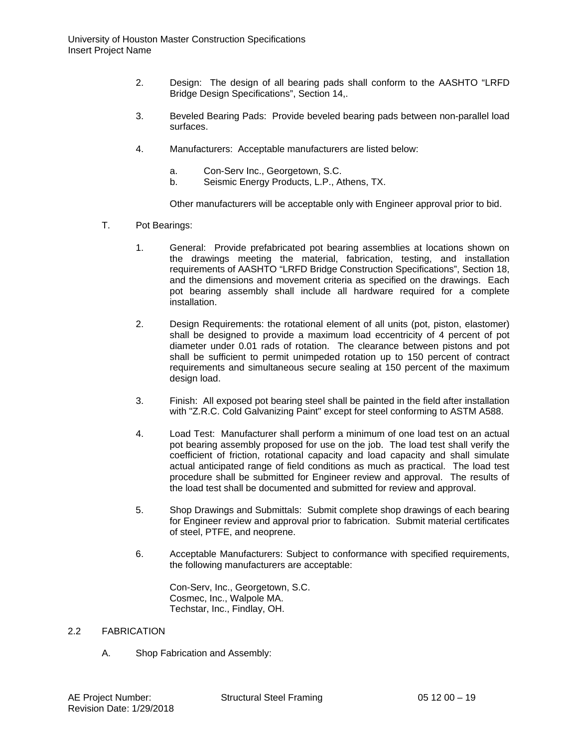2. Design: The design of all bearing pads shall conform to the AASHTO "LRFD Bridge Design Specifications", Section 14,.

3. Beveled Bearing Pads: Provide beveled bearing pads between non-parallel load surfaces.

4. Manufacturers: Acceptable manufacturers are listed below:

   a. Con-Serv Inc., Georgetown, S.C.
   b. Seismic Energy Products, L.P., Athens, TX.

   Other manufacturers will be acceptable only with Engineer approval prior to bid.

T. Pot Bearings:

1. General: Provide prefabricated pot bearing assemblies at locations shown on the drawings meeting the material, fabrication, testing, and installation requirements of AASHTO "LRFD Bridge Construction Specifications", Section 18, and the dimensions and movement criteria as specified on the drawings. Each pot bearing assembly shall include all hardware required for a complete installation.

2. Design Requirements: the rotational element of all units (pot, piston, elastomer) shall be designed to provide a maximum load eccentricity of 4 percent of pot diameter under 0.01 rads of rotation. The clearance between pistons and pot shall be sufficient to permit unimpeded rotation up to 150 percent of contract requirements and simultaneous secure sealing at 150 percent of the maximum design load.

3. Finish: All exposed pot bearing steel shall be painted in the field after installation with "Z.R.C. Cold Galvanizing Paint" except for steel conforming to ASTM A588.

4. Load Test: Manufacturer shall perform a minimum of one load test on an actual pot bearing assembly proposed for use on the job. The load test shall verify the coefficient of friction, rotational capacity and load capacity and shall simulate actual anticipated range of field conditions as much as practical. The load test procedure shall be submitted for Engineer review and approval. The results of the load test shall be documented and submitted for review and approval.

5. Shop Drawings and Submittals: Submit complete shop drawings of each bearing for Engineer review and approval prior to fabrication. Submit material certificates of steel, PTFE, and neoprene.

6. Acceptable Manufacturers: Subject to conformance with specified requirements, the following manufacturers are acceptable:

   Con-Serv, Inc., Georgetown, S.C.
   Cosmec, Inc., Walpole MA.
   Techstar, Inc., Findlay, OH.

## 2.2 FABRICATION

A. Shop Fabrication and Assembly: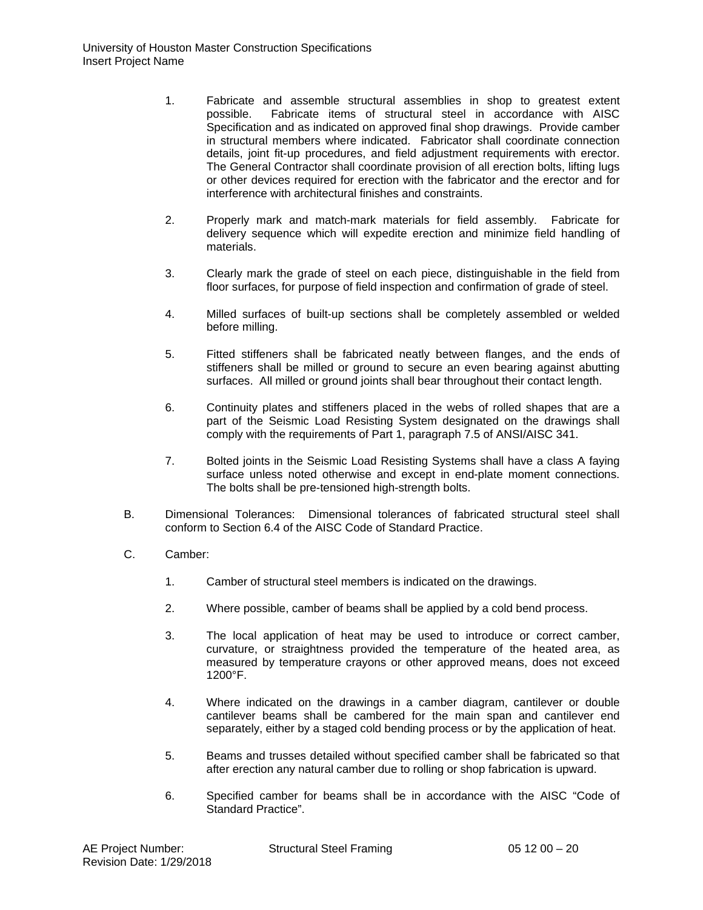1. Fabricate and assemble structural assemblies in shop to greatest extent possible. Fabricate items of structural steel in accordance with AISC Specification and as indicated on approved final shop drawings. Provide camber in structural members where indicated. Fabricator shall coordinate connection details, joint fit-up procedures, and field adjustment requirements with erector. The General Contractor shall coordinate provision of all erection bolts, lifting lugs or other devices required for erection with the fabricator and the erector and for interference with architectural finishes and constraints.

2. Properly mark and match-mark materials for field assembly. Fabricate for delivery sequence which will expedite erection and minimize field handling of materials.

3. Clearly mark the grade of steel on each piece, distinguishable in the field from floor surfaces, for purpose of field inspection and confirmation of grade of steel.

4. Milled surfaces of built-up sections shall be completely assembled or welded before milling.

5. Fitted stiffeners shall be fabricated neatly between flanges, and the ends of stiffeners shall be milled or ground to secure an even bearing against abutting surfaces. All milled or ground joints shall bear throughout their contact length.

6. Continuity plates and stiffeners placed in the webs of rolled shapes that are a part of the Seismic Load Resisting System designated on the drawings shall comply with the requirements of Part 1, paragraph 7.5 of ANSI/AISC 341.

7. Bolted joints in the Seismic Load Resisting Systems shall have a class A faying surface unless noted otherwise and except in end-plate moment connections. The bolts shall be pre-tensioned high-strength bolts.

B. Dimensional Tolerances: Dimensional tolerances of fabricated structural steel shall conform to Section 6.4 of the AISC Code of Standard Practice.

C. Camber:

1. Camber of structural steel members is indicated on the drawings.

2. Where possible, camber of beams shall be applied by a cold bend process.

3. The local application of heat may be used to introduce or correct camber, curvature, or straightness provided the temperature of the heated area, as measured by temperature crayons or other approved means, does not exceed 1200°F.

4. Where indicated on the drawings in a camber diagram, cantilever or double cantilever beams shall be cambered for the main span and cantilever end separately, either by a staged cold bending process or by the application of heat.

5. Beams and trusses detailed without specified camber shall be fabricated so that after erection any natural camber due to rolling or shop fabrication is upward.

6. Specified camber for beams shall be in accordance with the AISC "Code of Standard Practice".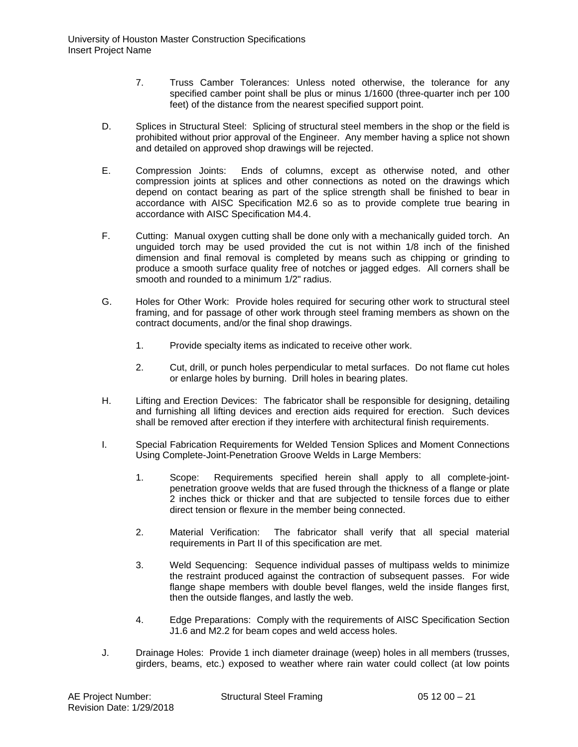7. Truss Camber Tolerances: Unless noted otherwise, the tolerance for any specified camber point shall be plus or minus 1/1600 (three-quarter inch per 100 feet) of the distance from the nearest specified support point.

D. Splices in Structural Steel: Splicing of structural steel members in the shop or the field is prohibited without prior approval of the Engineer. Any member having a splice not shown and detailed on approved shop drawings will be rejected.

E. Compression Joints: Ends of columns, except as otherwise noted, and other compression joints at splices and other connections as noted on the drawings which depend on contact bearing as part of the splice strength shall be finished to bear in accordance with AISC Specification M2.6 so as to provide complete true bearing in accordance with AISC Specification M4.4.

F. Cutting: Manual oxygen cutting shall be done only with a mechanically guided torch. An unguided torch may be used provided the cut is not within 1/8 inch of the finished dimension and final removal is completed by means such as chipping or grinding to produce a smooth surface quality free of notches or jagged edges. All corners shall be smooth and rounded to a minimum 1/2" radius.

G. Holes for Other Work: Provide holes required for securing other work to structural steel framing, and for passage of other work through steel framing members as shown on the contract documents, and/or the final shop drawings.

1. Provide specialty items as indicated to receive other work.

2. Cut, drill, or punch holes perpendicular to metal surfaces. Do not flame cut holes or enlarge holes by burning. Drill holes in bearing plates.

H. Lifting and Erection Devices: The fabricator shall be responsible for designing, detailing and furnishing all lifting devices and erection aids required for erection. Such devices shall be removed after erection if they interfere with architectural finish requirements.

I. Special Fabrication Requirements for Welded Tension Splices and Moment Connections Using Complete-Joint-Penetration Groove Welds in Large Members:

1. Scope: Requirements specified herein shall apply to all complete-joint-penetration groove welds that are fused through the thickness of a flange or plate 2 inches thick or thicker and that are subjected to tensile forces due to either direct tension or flexure in the member being connected.

2. Material Verification: The fabricator shall verify that all special material requirements in Part II of this specification are met.

3. Weld Sequencing: Sequence individual passes of multipass welds to minimize the restraint produced against the contraction of subsequent passes. For wide flange shape members with double bevel flanges, weld the inside flanges first, then the outside flanges, and lastly the web.

4. Edge Preparations: Comply with the requirements of AISC Specification Section J1.6 and M2.2 for beam copes and weld access holes.

J. Drainage Holes: Provide 1 inch diameter drainage (weep) holes in all members (trusses, girders, beams, etc.) exposed to weather where rain water could collect (at low points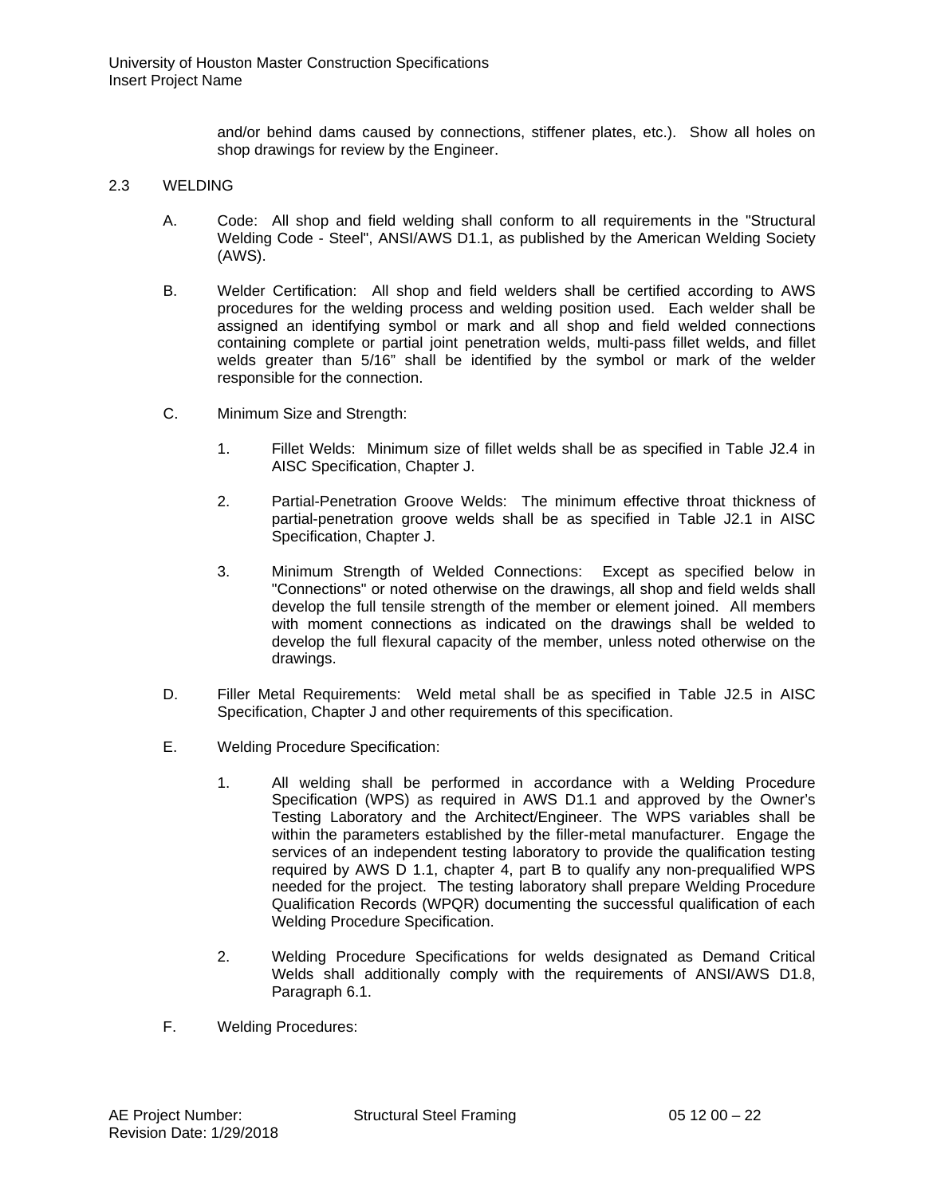and/or behind dams caused by connections, stiffener plates, etc.). Show all holes on shop drawings for review by the Engineer.

## 2.3 WELDING

A. Code: All shop and field welding shall conform to all requirements in the "Structural Welding Code - Steel", ANSI/AWS D1.1, as published by the American Welding Society (AWS).

B. Welder Certification: All shop and field welders shall be certified according to AWS procedures for the welding process and welding position used. Each welder shall be assigned an identifying symbol or mark and all shop and field welded connections containing complete or partial joint penetration welds, multi-pass fillet welds, and fillet welds greater than 5/16" shall be identified by the symbol or mark of the welder responsible for the connection.

C. Minimum Size and Strength:

1. Fillet Welds: Minimum size of fillet welds shall be as specified in Table J2.4 in AISC Specification, Chapter J.

2. Partial-Penetration Groove Welds: The minimum effective throat thickness of partial-penetration groove welds shall be as specified in Table J2.1 in AISC Specification, Chapter J.

3. Minimum Strength of Welded Connections: Except as specified below in "Connections" or noted otherwise on the drawings, all shop and field welds shall develop the full tensile strength of the member or element joined. All members with moment connections as indicated on the drawings shall be welded to develop the full flexural capacity of the member, unless noted otherwise on the drawings.

D. Filler Metal Requirements: Weld metal shall be as specified in Table J2.5 in AISC Specification, Chapter J and other requirements of this specification.

E. Welding Procedure Specification:

1. All welding shall be performed in accordance with a Welding Procedure Specification (WPS) as required in AWS D1.1 and approved by the Owner's Testing Laboratory and the Architect/Engineer. The WPS variables shall be within the parameters established by the filler-metal manufacturer. Engage the services of an independent testing laboratory to provide the qualification testing required by AWS D 1.1, chapter 4, part B to qualify any non-prequalified WPS needed for the project. The testing laboratory shall prepare Welding Procedure Qualification Records (WPQR) documenting the successful qualification of each Welding Procedure Specification.

2. Welding Procedure Specifications for welds designated as Demand Critical Welds shall additionally comply with the requirements of ANSI/AWS D1.8, Paragraph 6.1.

F. Welding Procedures: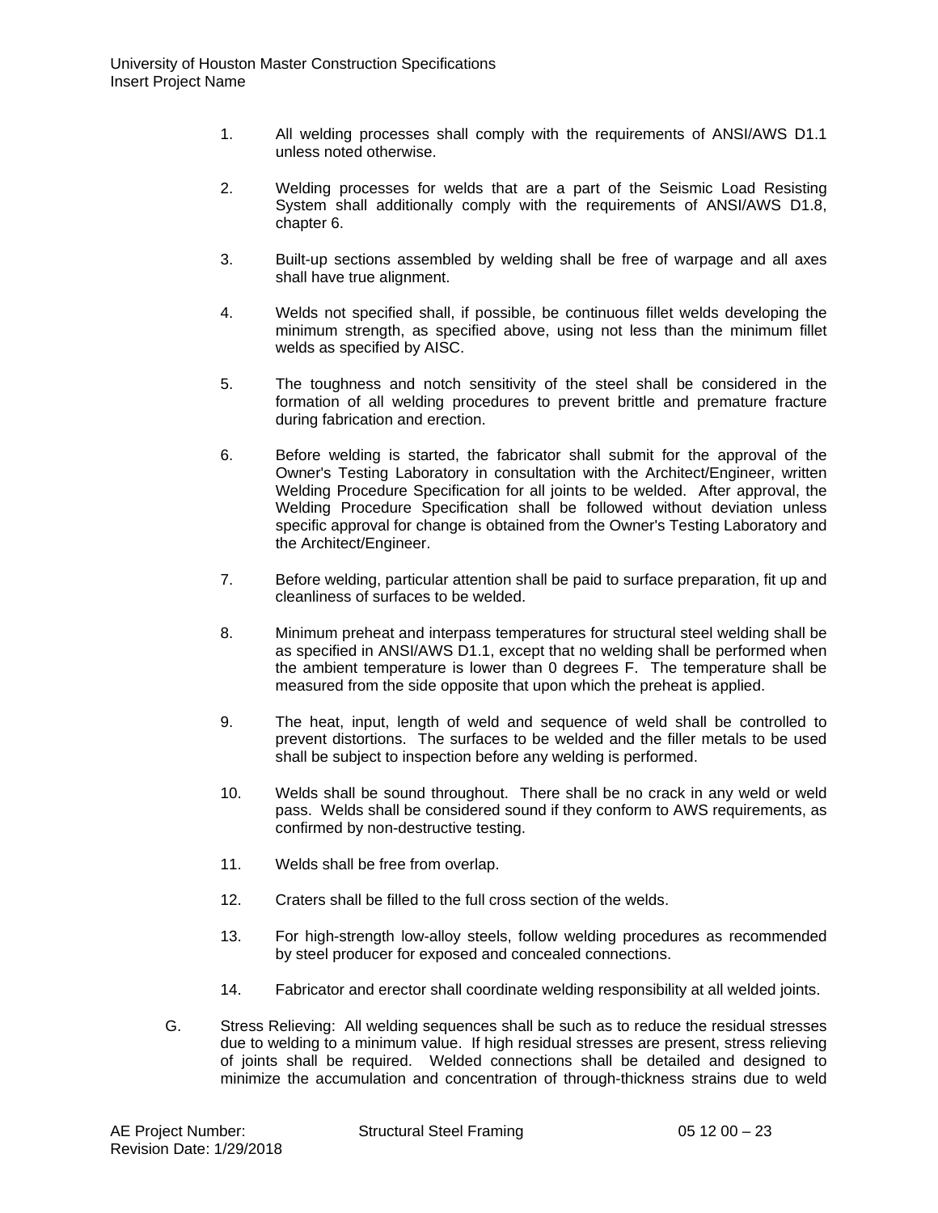1. All welding processes shall comply with the requirements of ANSI/AWS D1.1 unless noted otherwise.

2. Welding processes for welds that are a part of the Seismic Load Resisting System shall additionally comply with the requirements of ANSI/AWS D1.8, chapter 6.

3. Built-up sections assembled by welding shall be free of warpage and all axes shall have true alignment.

4. Welds not specified shall, if possible, be continuous fillet welds developing the minimum strength, as specified above, using not less than the minimum fillet welds as specified by AISC.

5. The toughness and notch sensitivity of the steel shall be considered in the formation of all welding procedures to prevent brittle and premature fracture during fabrication and erection.

6. Before welding is started, the fabricator shall submit for the approval of the Owner's Testing Laboratory in consultation with the Architect/Engineer, written Welding Procedure Specification for all joints to be welded. After approval, the Welding Procedure Specification shall be followed without deviation unless specific approval for change is obtained from the Owner's Testing Laboratory and the Architect/Engineer.

7. Before welding, particular attention shall be paid to surface preparation, fit up and cleanliness of surfaces to be welded.

8. Minimum preheat and interpass temperatures for structural steel welding shall be as specified in ANSI/AWS D1.1, except that no welding shall be performed when the ambient temperature is lower than 0 degrees F. The temperature shall be measured from the side opposite that upon which the preheat is applied.

9. The heat, input, length of weld and sequence of weld shall be controlled to prevent distortions. The surfaces to be welded and the filler metals to be used shall be subject to inspection before any welding is performed.

10. Welds shall be sound throughout. There shall be no crack in any weld or weld pass. Welds shall be considered sound if they conform to AWS requirements, as confirmed by non-destructive testing.

11. Welds shall be free from overlap.

12. Craters shall be filled to the full cross section of the welds.

13. For high-strength low-alloy steels, follow welding procedures as recommended by steel producer for exposed and concealed connections.

14. Fabricator and erector shall coordinate welding responsibility at all welded joints.

G. Stress Relieving: All welding sequences shall be such as to reduce the residual stresses due to welding to a minimum value. If high residual stresses are present, stress relieving of joints shall be required. Welded connections shall be detailed and designed to minimize the accumulation and concentration of through-thickness strains due to weld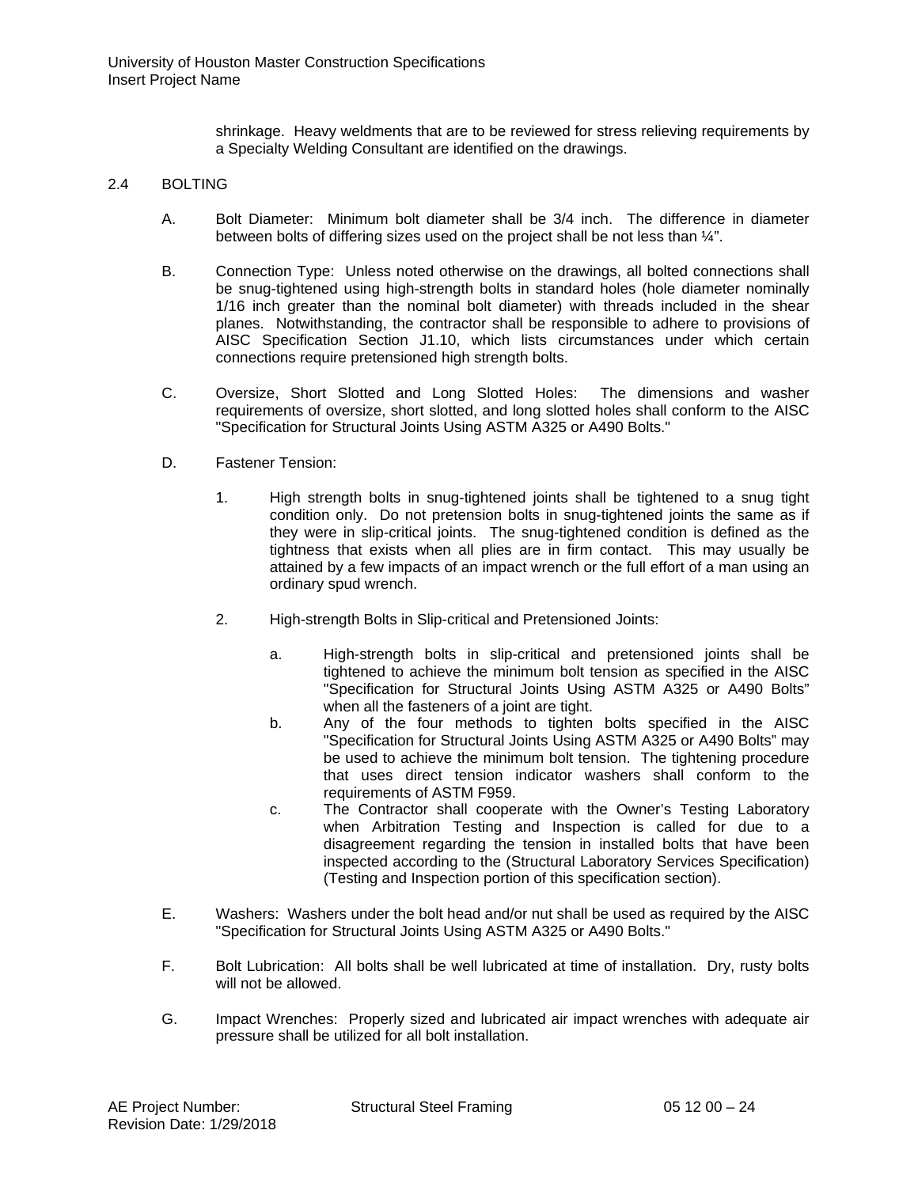shrinkage. Heavy weldments that are to be reviewed for stress relieving requirements by a Specialty Welding Consultant are identified on the drawings.

## 2.4 BOLTING

A. Bolt Diameter: Minimum bolt diameter shall be 3/4 inch. The difference in diameter between bolts of differing sizes used on the project shall be not less than ¼".

B. Connection Type: Unless noted otherwise on the drawings, all bolted connections shall be snug-tightened using high-strength bolts in standard holes (hole diameter nominally 1/16 inch greater than the nominal bolt diameter) with threads included in the shear planes. Notwithstanding, the contractor shall be responsible to adhere to provisions of AISC Specification Section J1.10, which lists circumstances under which certain connections require pretensioned high strength bolts.

C. Oversize, Short Slotted and Long Slotted Holes: The dimensions and washer requirements of oversize, short slotted, and long slotted holes shall conform to the AISC "Specification for Structural Joints Using ASTM A325 or A490 Bolts."

D. Fastener Tension:

1. High strength bolts in snug-tightened joints shall be tightened to a snug tight condition only. Do not pretension bolts in snug-tightened joints the same as if they were in slip-critical joints. The snug-tightened condition is defined as the tightness that exists when all plies are in firm contact. This may usually be attained by a few impacts of an impact wrench or the full effort of a man using an ordinary spud wrench.

2. High-strength Bolts in Slip-critical and Pretensioned Joints:

   a. High-strength bolts in slip-critical and pretensioned joints shall be tightened to achieve the minimum bolt tension as specified in the AISC "Specification for Structural Joints Using ASTM A325 or A490 Bolts" when all the fasteners of a joint are tight.

   b. Any of the four methods to tighten bolts specified in the AISC "Specification for Structural Joints Using ASTM A325 or A490 Bolts" may be used to achieve the minimum bolt tension. The tightening procedure that uses direct tension indicator washers shall conform to the requirements of ASTM F959.

   c. The Contractor shall cooperate with the Owner's Testing Laboratory when Arbitration Testing and Inspection is called for due to a disagreement regarding the tension in installed bolts that have been inspected according to the (Structural Laboratory Services Specification) (Testing and Inspection portion of this specification section).

E. Washers: Washers under the bolt head and/or nut shall be used as required by the AISC "Specification for Structural Joints Using ASTM A325 or A490 Bolts."

F. Bolt Lubrication: All bolts shall be well lubricated at time of installation. Dry, rusty bolts will not be allowed.

G. Impact Wrenches: Properly sized and lubricated air impact wrenches with adequate air pressure shall be utilized for all bolt installation.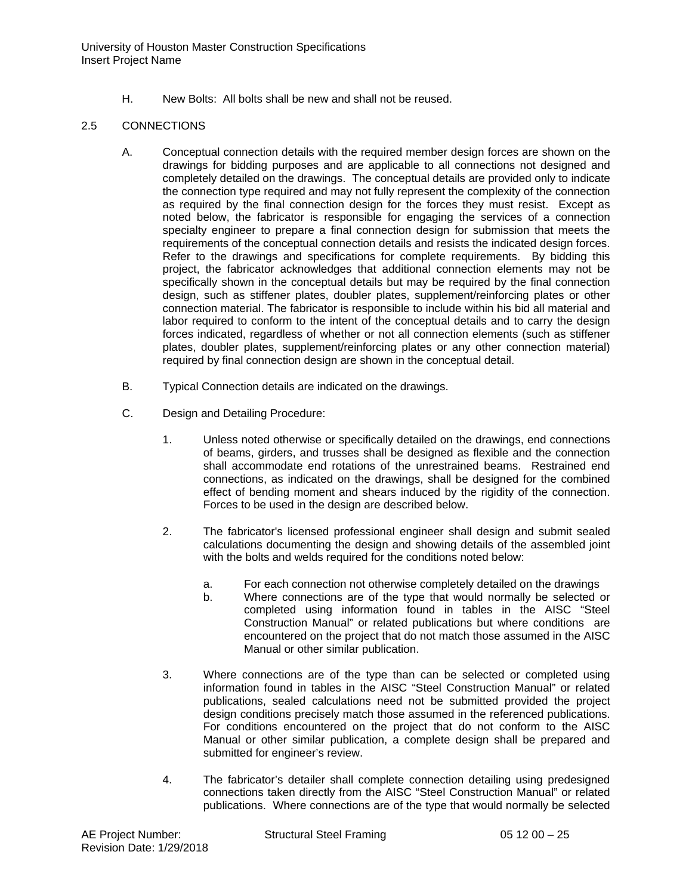H. New Bolts: All bolts shall be new and shall not be reused.

## 2.5 CONNECTIONS

A. Conceptual connection details with the required member design forces are shown on the drawings for bidding purposes and are applicable to all connections not designed and completely detailed on the drawings. The conceptual details are provided only to indicate the connection type required and may not fully represent the complexity of the connection as required by the final connection design for the forces they must resist. Except as noted below, the fabricator is responsible for engaging the services of a connection specialty engineer to prepare a final connection design for submission that meets the requirements of the conceptual connection details and resists the indicated design forces. Refer to the drawings and specifications for complete requirements. By bidding this project, the fabricator acknowledges that additional connection elements may not be specifically shown in the conceptual details but may be required by the final connection design, such as stiffener plates, doubler plates, supplement/reinforcing plates or other connection material. The fabricator is responsible to include within his bid all material and labor required to conform to the intent of the conceptual details and to carry the design forces indicated, regardless of whether or not all connection elements (such as stiffener plates, doubler plates, supplement/reinforcing plates or any other connection material) required by final connection design are shown in the conceptual detail.

B. Typical Connection details are indicated on the drawings.

C. Design and Detailing Procedure:

1. Unless noted otherwise or specifically detailed on the drawings, end connections of beams, girders, and trusses shall be designed as flexible and the connection shall accommodate end rotations of the unrestrained beams. Restrained end connections, as indicated on the drawings, shall be designed for the combined effect of bending moment and shears induced by the rigidity of the connection. Forces to be used in the design are described below.

2. The fabricator's licensed professional engineer shall design and submit sealed calculations documenting the design and showing details of the assembled joint with the bolts and welds required for the conditions noted below:

   a. For each connection not otherwise completely detailed on the drawings
   b. Where connections are of the type that would normally be selected or completed using information found in tables in the AISC "Steel Construction Manual" or related publications but where conditions are encountered on the project that do not match those assumed in the AISC Manual or other similar publication.

3. Where connections are of the type than can be selected or completed using information found in tables in the AISC "Steel Construction Manual" or related publications, sealed calculations need not be submitted provided the project design conditions precisely match those assumed in the referenced publications. For conditions encountered on the project that do not conform to the AISC Manual or other similar publication, a complete design shall be prepared and submitted for engineer's review.

4. The fabricator's detailer shall complete connection detailing using predesigned connections taken directly from the AISC "Steel Construction Manual" or related publications. Where connections are of the type that would normally be selected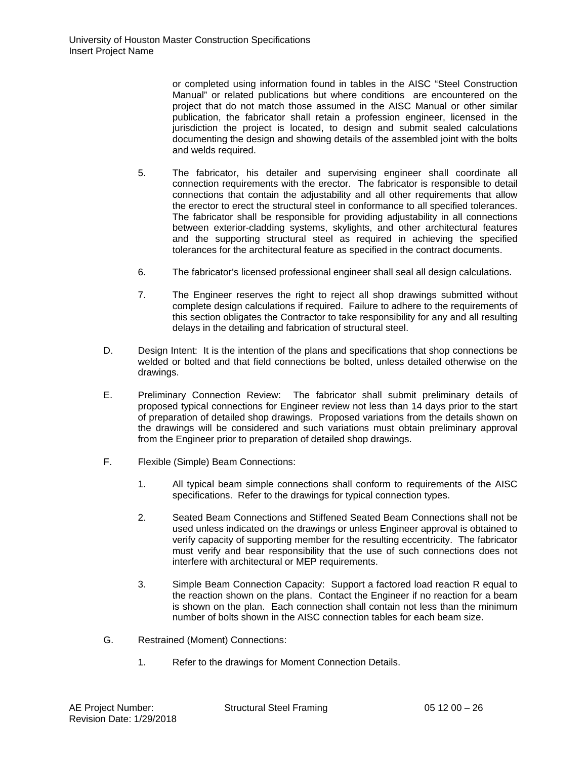or completed using information found in tables in the AISC "Steel Construction Manual" or related publications but where conditions are encountered on the project that do not match those assumed in the AISC Manual or other similar publication, the fabricator shall retain a profession engineer, licensed in the jurisdiction the project is located, to design and submit sealed calculations documenting the design and showing details of the assembled joint with the bolts and welds required.

5. The fabricator, his detailer and supervising engineer shall coordinate all connection requirements with the erector. The fabricator is responsible to detail connections that contain the adjustability and all other requirements that allow the erector to erect the structural steel in conformance to all specified tolerances. The fabricator shall be responsible for providing adjustability in all connections between exterior-cladding systems, skylights, and other architectural features and the supporting structural steel as required in achieving the specified tolerances for the architectural feature as specified in the contract documents.

6. The fabricator's licensed professional engineer shall seal all design calculations.

7. The Engineer reserves the right to reject all shop drawings submitted without complete design calculations if required. Failure to adhere to the requirements of this section obligates the Contractor to take responsibility for any and all resulting delays in the detailing and fabrication of structural steel.

D. Design Intent: It is the intention of the plans and specifications that shop connections be welded or bolted and that field connections be bolted, unless detailed otherwise on the drawings.

E. Preliminary Connection Review: The fabricator shall submit preliminary details of proposed typical connections for Engineer review not less than 14 days prior to the start of preparation of detailed shop drawings. Proposed variations from the details shown on the drawings will be considered and such variations must obtain preliminary approval from the Engineer prior to preparation of detailed shop drawings.

F. Flexible (Simple) Beam Connections:

1. All typical beam simple connections shall conform to requirements of the AISC specifications. Refer to the drawings for typical connection types.

2. Seated Beam Connections and Stiffened Seated Beam Connections shall not be used unless indicated on the drawings or unless Engineer approval is obtained to verify capacity of supporting member for the resulting eccentricity. The fabricator must verify and bear responsibility that the use of such connections does not interfere with architectural or MEP requirements.

3. Simple Beam Connection Capacity: Support a factored load reaction R equal to the reaction shown on the plans. Contact the Engineer if no reaction for a beam is shown on the plan. Each connection shall contain not less than the minimum number of bolts shown in the AISC connection tables for each beam size.

G. Restrained (Moment) Connections:

1. Refer to the drawings for Moment Connection Details.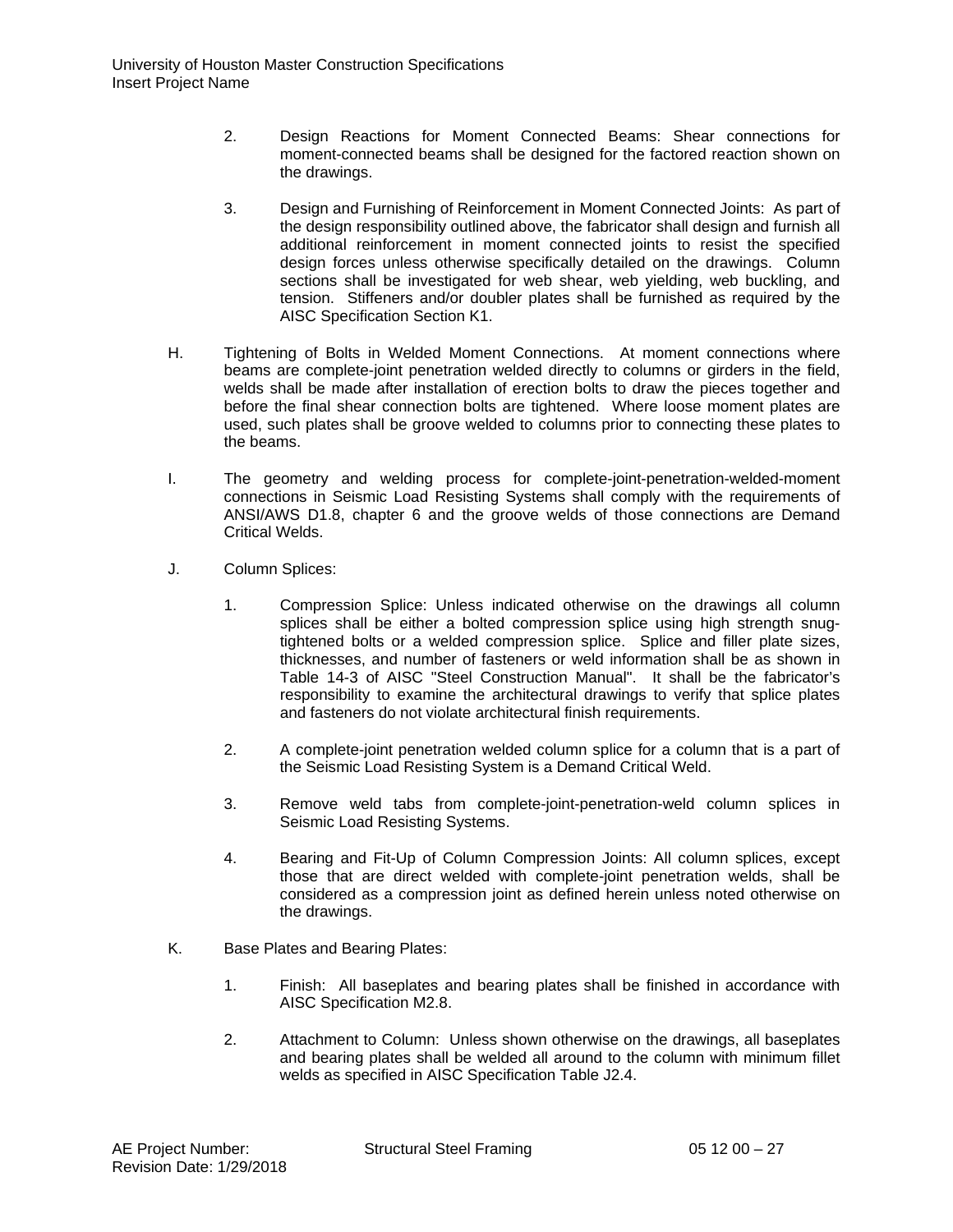2. Design Reactions for Moment Connected Beams: Shear connections for moment-connected beams shall be designed for the factored reaction shown on the drawings.

3. Design and Furnishing of Reinforcement in Moment Connected Joints: As part of the design responsibility outlined above, the fabricator shall design and furnish all additional reinforcement in moment connected joints to resist the specified design forces unless otherwise specifically detailed on the drawings. Column sections shall be investigated for web shear, web yielding, web buckling, and tension. Stiffeners and/or doubler plates shall be furnished as required by the AISC Specification Section K1.

H. Tightening of Bolts in Welded Moment Connections. At moment connections where beams are complete-joint penetration welded directly to columns or girders in the field, welds shall be made after installation of erection bolts to draw the pieces together and before the final shear connection bolts are tightened. Where loose moment plates are used, such plates shall be groove welded to columns prior to connecting these plates to the beams.

I. The geometry and welding process for complete-joint-penetration-welded-moment connections in Seismic Load Resisting Systems shall comply with the requirements of ANSI/AWS D1.8, chapter 6 and the groove welds of those connections are Demand Critical Welds.

J. Column Splices:

1. Compression Splice: Unless indicated otherwise on the drawings all column splices shall be either a bolted compression splice using high strength snug-tightened bolts or a welded compression splice. Splice and filler plate sizes, thicknesses, and number of fasteners or weld information shall be as shown in Table 14-3 of AISC "Steel Construction Manual". It shall be the fabricator's responsibility to examine the architectural drawings to verify that splice plates and fasteners do not violate architectural finish requirements.

2. A complete-joint penetration welded column splice for a column that is a part of the Seismic Load Resisting System is a Demand Critical Weld.

3. Remove weld tabs from complete-joint-penetration-weld column splices in Seismic Load Resisting Systems.

4. Bearing and Fit-Up of Column Compression Joints: All column splices, except those that are direct welded with complete-joint penetration welds, shall be considered as a compression joint as defined herein unless noted otherwise on the drawings.

K. Base Plates and Bearing Plates:

1. Finish: All baseplates and bearing plates shall be finished in accordance with AISC Specification M2.8.

2. Attachment to Column: Unless shown otherwise on the drawings, all baseplates and bearing plates shall be welded all around to the column with minimum fillet welds as specified in AISC Specification Table J2.4.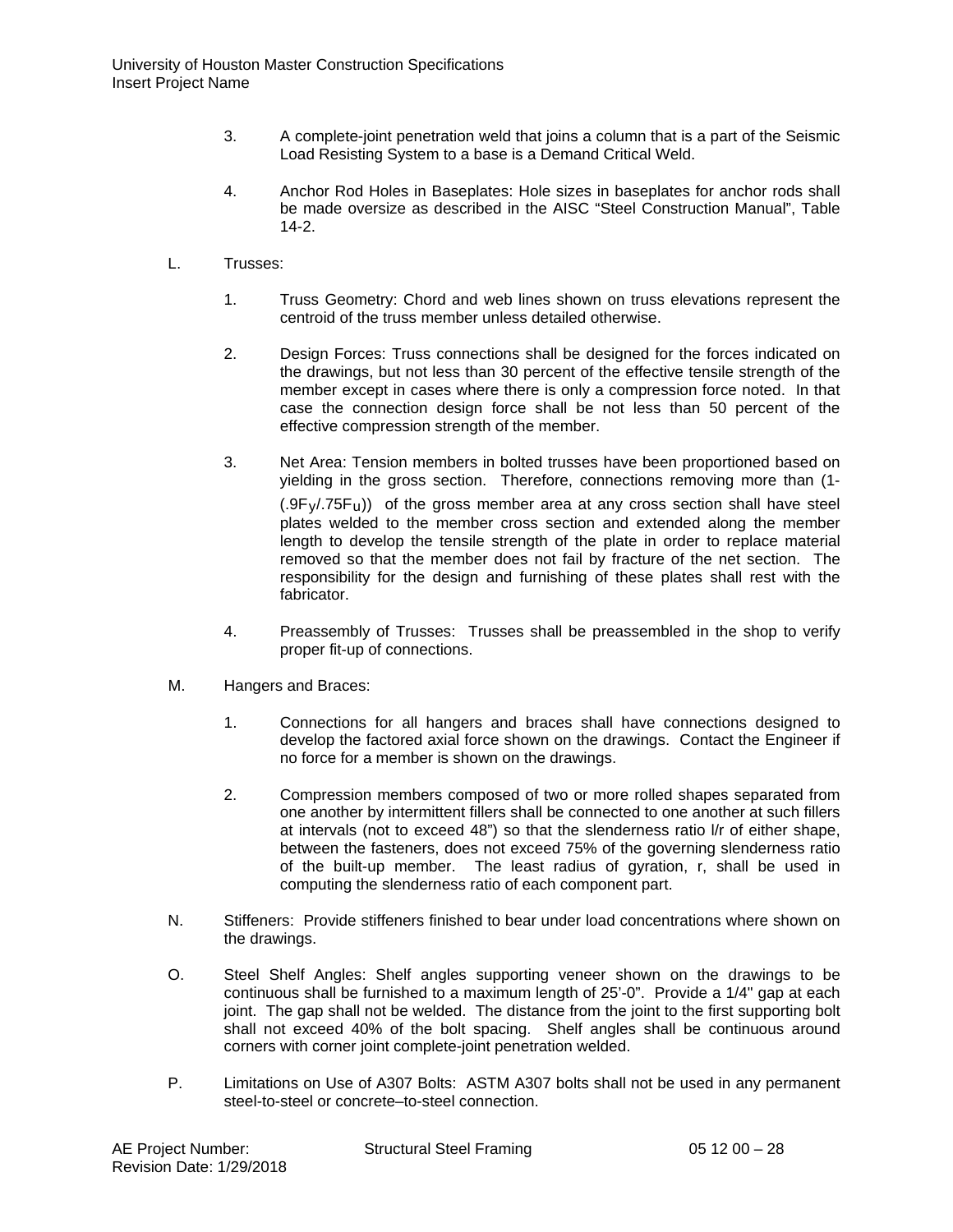3. A complete-joint penetration weld that joins a column that is a part of the Seismic Load Resisting System to a base is a Demand Critical Weld.

4. Anchor Rod Holes in Baseplates: Hole sizes in baseplates for anchor rods shall be made oversize as described in the AISC "Steel Construction Manual", Table 14-2.

L. Trusses:

1. Truss Geometry: Chord and web lines shown on truss elevations represent the centroid of the truss member unless detailed otherwise.

2. Design Forces: Truss connections shall be designed for the forces indicated on the drawings, but not less than 30 percent of the effective tensile strength of the member except in cases where there is only a compression force noted. In that case the connection design force shall be not less than 50 percent of the effective compression strength of the member.

3. Net Area: Tension members in bolted trusses have been proportioned based on yielding in the gross section. Therefore, connections removing more than $(1-(.9F_y/.75F_u))$ of the gross member area at any cross section shall have steel plates welded to the member cross section and extended along the member length to develop the tensile strength of the plate in order to replace material removed so that the member does not fail by fracture of the net section. The responsibility for the design and furnishing of these plates shall rest with the fabricator.

4. Preassembly of Trusses: Trusses shall be preassembled in the shop to verify proper fit-up of connections.

M. Hangers and Braces:

1. Connections for all hangers and braces shall have connections designed to develop the factored axial force shown on the drawings. Contact the Engineer if no force for a member is shown on the drawings.

2. Compression members composed of two or more rolled shapes separated from one another by intermittent fillers shall be connected to one another at such fillers at intervals (not to exceed 48") so that the slenderness ratio l/r of either shape, between the fasteners, does not exceed 75% of the governing slenderness ratio of the built-up member. The least radius of gyration, r, shall be used in computing the slenderness ratio of each component part.

N. Stiffeners: Provide stiffeners finished to bear under load concentrations where shown on the drawings.

O. Steel Shelf Angles: Shelf angles supporting veneer shown on the drawings to be continuous shall be furnished to a maximum length of 25'-0". Provide a 1/4" gap at each joint. The gap shall not be welded. The distance from the joint to the first supporting bolt shall not exceed 40% of the bolt spacing. Shelf angles shall be continuous around corners with corner joint complete-joint penetration welded.

P. Limitations on Use of A307 Bolts: ASTM A307 bolts shall not be used in any permanent steel-to-steel or concrete–to-steel connection.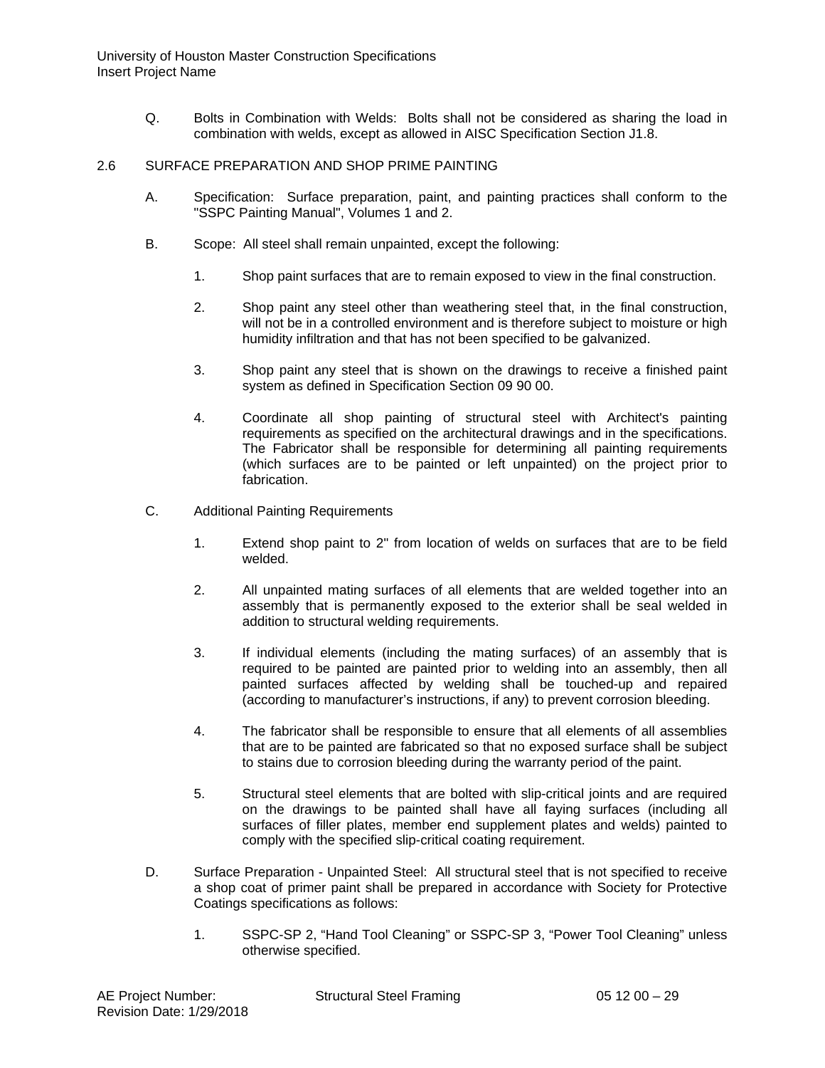Q. Bolts in Combination with Welds: Bolts shall not be considered as sharing the load in combination with welds, except as allowed in AISC Specification Section J1.8.

## 2.6 SURFACE PREPARATION AND SHOP PRIME PAINTING

A. Specification: Surface preparation, paint, and painting practices shall conform to the "SSPC Painting Manual", Volumes 1 and 2.

B. Scope: All steel shall remain unpainted, except the following:

1. Shop paint surfaces that are to remain exposed to view in the final construction.

2. Shop paint any steel other than weathering steel that, in the final construction, will not be in a controlled environment and is therefore subject to moisture or high humidity infiltration and that has not been specified to be galvanized.

3. Shop paint any steel that is shown on the drawings to receive a finished paint system as defined in Specification Section 09 90 00.

4. Coordinate all shop painting of structural steel with Architect's painting requirements as specified on the architectural drawings and in the specifications. The Fabricator shall be responsible for determining all painting requirements (which surfaces are to be painted or left unpainted) on the project prior to fabrication.

C. Additional Painting Requirements

1. Extend shop paint to 2" from location of welds on surfaces that are to be field welded.

2. All unpainted mating surfaces of all elements that are welded together into an assembly that is permanently exposed to the exterior shall be seal welded in addition to structural welding requirements.

3. If individual elements (including the mating surfaces) of an assembly that is required to be painted are painted prior to welding into an assembly, then all painted surfaces affected by welding shall be touched-up and repaired (according to manufacturer's instructions, if any) to prevent corrosion bleeding.

4. The fabricator shall be responsible to ensure that all elements of all assemblies that are to be painted are fabricated so that no exposed surface shall be subject to stains due to corrosion bleeding during the warranty period of the paint.

5. Structural steel elements that are bolted with slip-critical joints and are required on the drawings to be painted shall have all faying surfaces (including all surfaces of filler plates, member end supplement plates and welds) painted to comply with the specified slip-critical coating requirement.

D. Surface Preparation - Unpainted Steel: All structural steel that is not specified to receive a shop coat of primer paint shall be prepared in accordance with Society for Protective Coatings specifications as follows:

1. SSPC-SP 2, "Hand Tool Cleaning" or SSPC-SP 3, "Power Tool Cleaning" unless otherwise specified.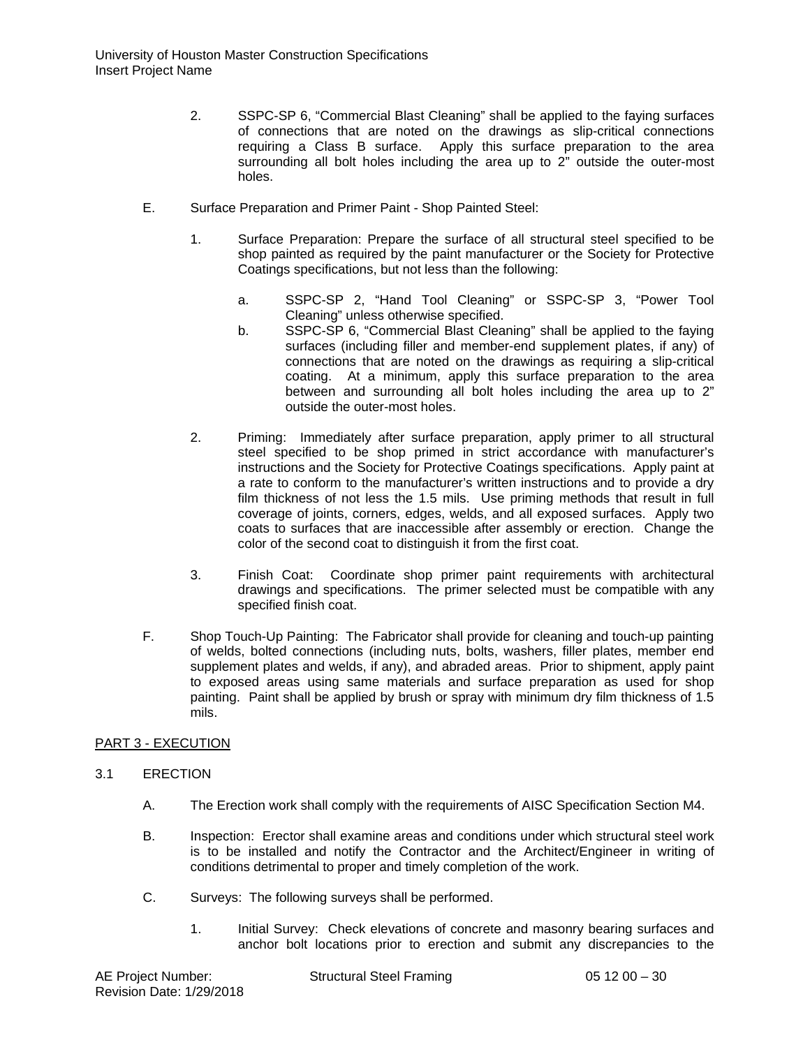2. SSPC-SP 6, "Commercial Blast Cleaning" shall be applied to the faying surfaces of connections that are noted on the drawings as slip-critical connections requiring a Class B surface. Apply this surface preparation to the area surrounding all bolt holes including the area up to 2" outside the outer-most holes.

E. Surface Preparation and Primer Paint - Shop Painted Steel:

1. Surface Preparation: Prepare the surface of all structural steel specified to be shop painted as required by the paint manufacturer or the Society for Protective Coatings specifications, but not less than the following:

    a. SSPC-SP 2, "Hand Tool Cleaning" or SSPC-SP 3, "Power Tool Cleaning" unless otherwise specified.

    b. SSPC-SP 6, "Commercial Blast Cleaning" shall be applied to the faying surfaces (including filler and member-end supplement plates, if any) of connections that are noted on the drawings as requiring a slip-critical coating. At a minimum, apply this surface preparation to the area between and surrounding all bolt holes including the area up to 2" outside the outer-most holes.

2. Priming: Immediately after surface preparation, apply primer to all structural steel specified to be shop primed in strict accordance with manufacturer's instructions and the Society for Protective Coatings specifications. Apply paint at a rate to conform to the manufacturer's written instructions and to provide a dry film thickness of not less the 1.5 mils. Use priming methods that result in full coverage of joints, corners, edges, welds, and all exposed surfaces. Apply two coats to surfaces that are inaccessible after assembly or erection. Change the color of the second coat to distinguish it from the first coat.

3. Finish Coat: Coordinate shop primer paint requirements with architectural drawings and specifications. The primer selected must be compatible with any specified finish coat.

F. Shop Touch-Up Painting: The Fabricator shall provide for cleaning and touch-up painting of welds, bolted connections (including nuts, bolts, washers, filler plates, member end supplement plates and welds, if any), and abraded areas. Prior to shipment, apply paint to exposed areas using same materials and surface preparation as used for shop painting. Paint shall be applied by brush or spray with minimum dry film thickness of 1.5 mils.

## PART 3 - EXECUTION

### 3.1 ERECTION

A. The Erection work shall comply with the requirements of AISC Specification Section M4.

B. Inspection: Erector shall examine areas and conditions under which structural steel work is to be installed and notify the Contractor and the Architect/Engineer in writing of conditions detrimental to proper and timely completion of the work.

C. Surveys: The following surveys shall be performed.

1. Initial Survey: Check elevations of concrete and masonry bearing surfaces and anchor bolt locations prior to erection and submit any discrepancies to the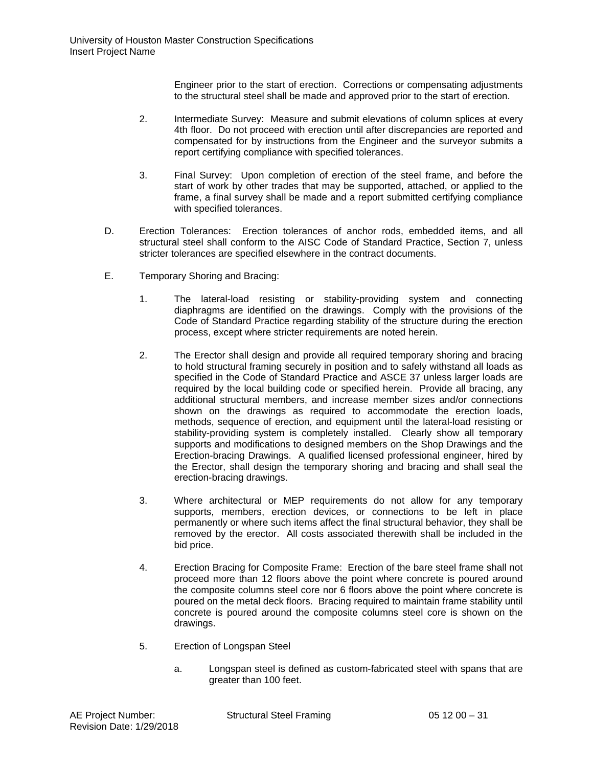Engineer prior to the start of erection. Corrections or compensating adjustments to the structural steel shall be made and approved prior to the start of erection.

2. Intermediate Survey: Measure and submit elevations of column splices at every 4th floor. Do not proceed with erection until after discrepancies are reported and compensated for by instructions from the Engineer and the surveyor submits a report certifying compliance with specified tolerances.

3. Final Survey: Upon completion of erection of the steel frame, and before the start of work by other trades that may be supported, attached, or applied to the frame, a final survey shall be made and a report submitted certifying compliance with specified tolerances.

D. Erection Tolerances: Erection tolerances of anchor rods, embedded items, and all structural steel shall conform to the AISC Code of Standard Practice, Section 7, unless stricter tolerances are specified elsewhere in the contract documents.

E. Temporary Shoring and Bracing:

1. The lateral-load resisting or stability-providing system and connecting diaphragms are identified on the drawings. Comply with the provisions of the Code of Standard Practice regarding stability of the structure during the erection process, except where stricter requirements are noted herein.

2. The Erector shall design and provide all required temporary shoring and bracing to hold structural framing securely in position and to safely withstand all loads as specified in the Code of Standard Practice and ASCE 37 unless larger loads are required by the local building code or specified herein. Provide all bracing, any additional structural members, and increase member sizes and/or connections shown on the drawings as required to accommodate the erection loads, methods, sequence of erection, and equipment until the lateral-load resisting or stability-providing system is completely installed. Clearly show all temporary supports and modifications to designed members on the Shop Drawings and the Erection-bracing Drawings. A qualified licensed professional engineer, hired by the Erector, shall design the temporary shoring and bracing and shall seal the erection-bracing drawings.

3. Where architectural or MEP requirements do not allow for any temporary supports, members, erection devices, or connections to be left in place permanently or where such items affect the final structural behavior, they shall be removed by the erector. All costs associated therewith shall be included in the bid price.

4. Erection Bracing for Composite Frame: Erection of the bare steel frame shall not proceed more than 12 floors above the point where concrete is poured around the composite columns steel core nor 6 floors above the point where concrete is poured on the metal deck floors. Bracing required to maintain frame stability until concrete is poured around the composite columns steel core is shown on the drawings.

5. Erection of Longspan Steel

   a. Longspan steel is defined as custom-fabricated steel with spans that are greater than 100 feet.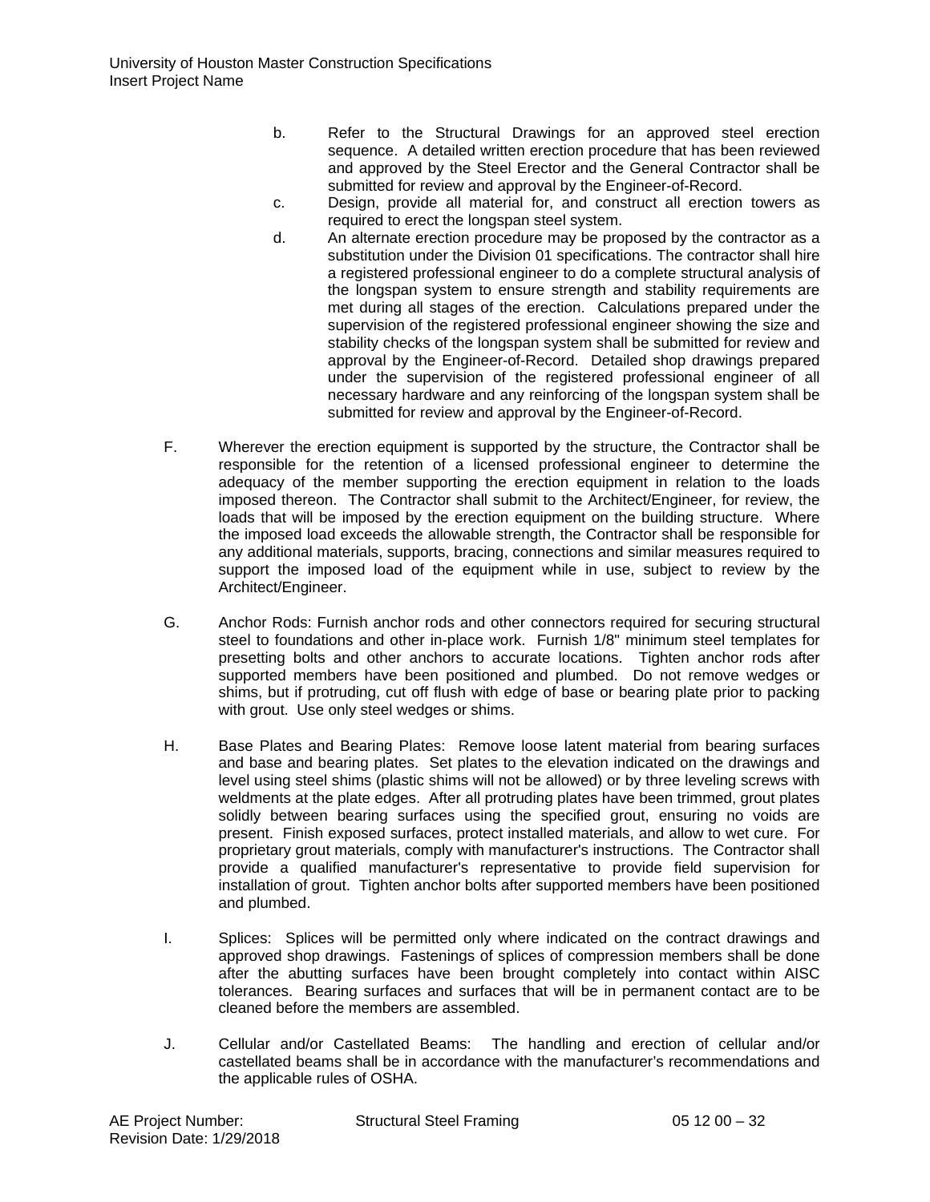b. Refer to the Structural Drawings for an approved steel erection sequence. A detailed written erection procedure that has been reviewed and approved by the Steel Erector and the General Contractor shall be submitted for review and approval by the Engineer-of-Record.

c. Design, provide all material for, and construct all erection towers as required to erect the longspan steel system.

d. An alternate erection procedure may be proposed by the contractor as a substitution under the Division 01 specifications. The contractor shall hire a registered professional engineer to do a complete structural analysis of the longspan system to ensure strength and stability requirements are met during all stages of the erection. Calculations prepared under the supervision of the registered professional engineer showing the size and stability checks of the longspan system shall be submitted for review and approval by the Engineer-of-Record. Detailed shop drawings prepared under the supervision of the registered professional engineer of all necessary hardware and any reinforcing of the longspan system shall be submitted for review and approval by the Engineer-of-Record.

F. Wherever the erection equipment is supported by the structure, the Contractor shall be responsible for the retention of a licensed professional engineer to determine the adequacy of the member supporting the erection equipment in relation to the loads imposed thereon. The Contractor shall submit to the Architect/Engineer, for review, the loads that will be imposed by the erection equipment on the building structure. Where the imposed load exceeds the allowable strength, the Contractor shall be responsible for any additional materials, supports, bracing, connections and similar measures required to support the imposed load of the equipment while in use, subject to review by the Architect/Engineer.

G. Anchor Rods: Furnish anchor rods and other connectors required for securing structural steel to foundations and other in-place work. Furnish 1/8" minimum steel templates for presetting bolts and other anchors to accurate locations. Tighten anchor rods after supported members have been positioned and plumbed. Do not remove wedges or shims, but if protruding, cut off flush with edge of base or bearing plate prior to packing with grout. Use only steel wedges or shims.

H. Base Plates and Bearing Plates: Remove loose latent material from bearing surfaces and base and bearing plates. Set plates to the elevation indicated on the drawings and level using steel shims (plastic shims will not be allowed) or by three leveling screws with weldments at the plate edges. After all protruding plates have been trimmed, grout plates solidly between bearing surfaces using the specified grout, ensuring no voids are present. Finish exposed surfaces, protect installed materials, and allow to wet cure. For proprietary grout materials, comply with manufacturer's instructions. The Contractor shall provide a qualified manufacturer's representative to provide field supervision for installation of grout. Tighten anchor bolts after supported members have been positioned and plumbed.

I. Splices: Splices will be permitted only where indicated on the contract drawings and approved shop drawings. Fastenings of splices of compression members shall be done after the abutting surfaces have been brought completely into contact within AISC tolerances. Bearing surfaces and surfaces that will be in permanent contact are to be cleaned before the members are assembled.

J. Cellular and/or Castellated Beams: The handling and erection of cellular and/or castellated beams shall be in accordance with the manufacturer's recommendations and the applicable rules of OSHA.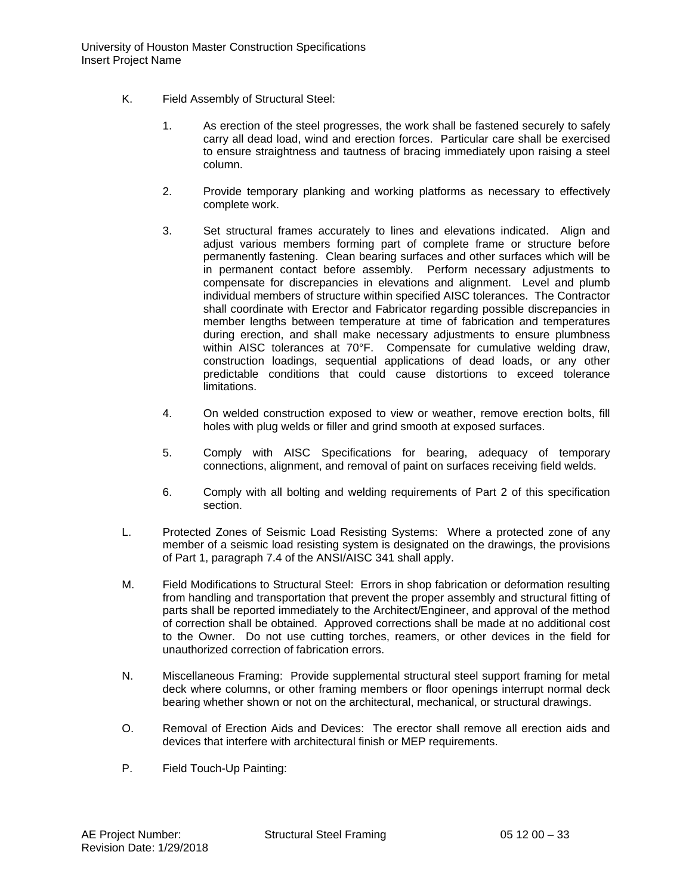K. Field Assembly of Structural Steel:

1. As erection of the steel progresses, the work shall be fastened securely to safely carry all dead load, wind and erection forces. Particular care shall be exercised to ensure straightness and tautness of bracing immediately upon raising a steel column.

2. Provide temporary planking and working platforms as necessary to effectively complete work.

3. Set structural frames accurately to lines and elevations indicated. Align and adjust various members forming part of complete frame or structure before permanently fastening. Clean bearing surfaces and other surfaces which will be in permanent contact before assembly. Perform necessary adjustments to compensate for discrepancies in elevations and alignment. Level and plumb individual members of structure within specified AISC tolerances. The Contractor shall coordinate with Erector and Fabricator regarding possible discrepancies in member lengths between temperature at time of fabrication and temperatures during erection, and shall make necessary adjustments to ensure plumbness within AISC tolerances at 70°F. Compensate for cumulative welding draw, construction loadings, sequential applications of dead loads, or any other predictable conditions that could cause distortions to exceed tolerance limitations.

4. On welded construction exposed to view or weather, remove erection bolts, fill holes with plug welds or filler and grind smooth at exposed surfaces.

5. Comply with AISC Specifications for bearing, adequacy of temporary connections, alignment, and removal of paint on surfaces receiving field welds.

6. Comply with all bolting and welding requirements of Part 2 of this specification section.

L. Protected Zones of Seismic Load Resisting Systems: Where a protected zone of any member of a seismic load resisting system is designated on the drawings, the provisions of Part 1, paragraph 7.4 of the ANSI/AISC 341 shall apply.

M. Field Modifications to Structural Steel: Errors in shop fabrication or deformation resulting from handling and transportation that prevent the proper assembly and structural fitting of parts shall be reported immediately to the Architect/Engineer, and approval of the method of correction shall be obtained. Approved corrections shall be made at no additional cost to the Owner. Do not use cutting torches, reamers, or other devices in the field for unauthorized correction of fabrication errors.

N. Miscellaneous Framing: Provide supplemental structural steel support framing for metal deck where columns, or other framing members or floor openings interrupt normal deck bearing whether shown or not on the architectural, mechanical, or structural drawings.

O. Removal of Erection Aids and Devices: The erector shall remove all erection aids and devices that interfere with architectural finish or MEP requirements.

P. Field Touch-Up Painting: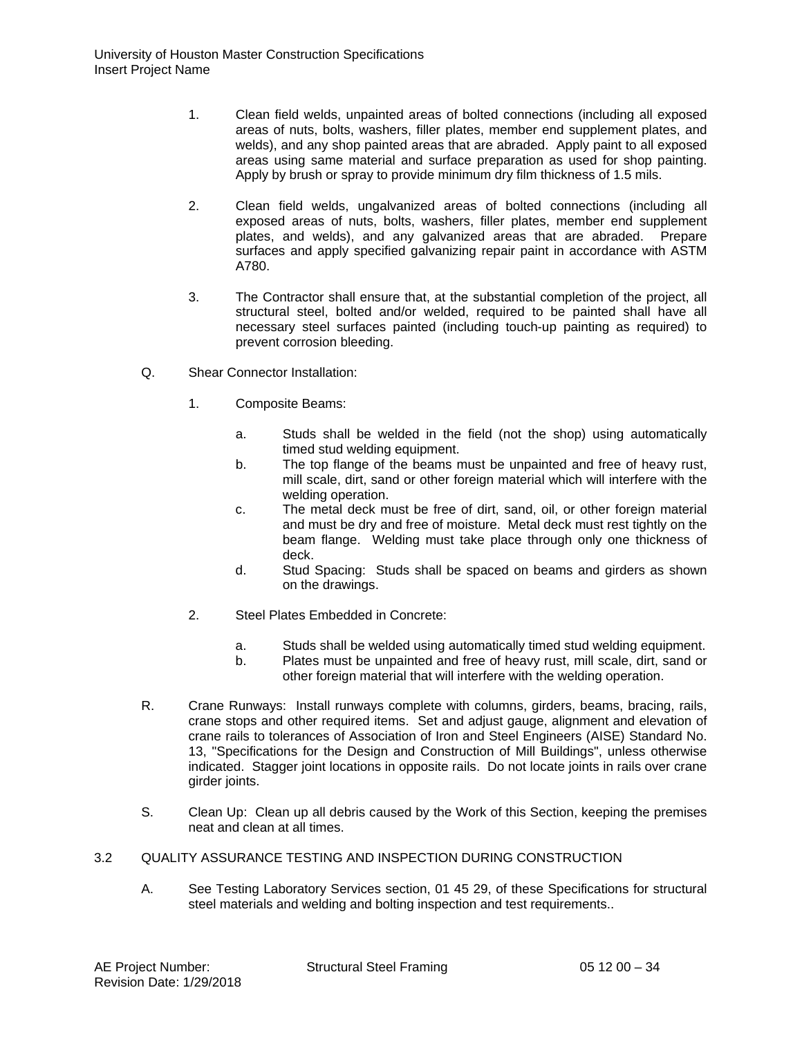1. Clean field welds, unpainted areas of bolted connections (including all exposed areas of nuts, bolts, washers, filler plates, member end supplement plates, and welds), and any shop painted areas that are abraded. Apply paint to all exposed areas using same material and surface preparation as used for shop painting. Apply by brush or spray to provide minimum dry film thickness of 1.5 mils.

2. Clean field welds, ungalvanized areas of bolted connections (including all exposed areas of nuts, bolts, washers, filler plates, member end supplement plates, and welds), and any galvanized areas that are abraded. Prepare surfaces and apply specified galvanizing repair paint in accordance with ASTM A780.

3. The Contractor shall ensure that, at the substantial completion of the project, all structural steel, bolted and/or welded, required to be painted shall have all necessary steel surfaces painted (including touch-up painting as required) to prevent corrosion bleeding.

Q. Shear Connector Installation:

1. Composite Beams:

   a. Studs shall be welded in the field (not the shop) using automatically timed stud welding equipment.
   b. The top flange of the beams must be unpainted and free of heavy rust, mill scale, dirt, sand or other foreign material which will interfere with the welding operation.
   c. The metal deck must be free of dirt, sand, oil, or other foreign material and must be dry and free of moisture. Metal deck must rest tightly on the beam flange. Welding must take place through only one thickness of deck.
   d. Stud Spacing: Studs shall be spaced on beams and girders as shown on the drawings.

2. Steel Plates Embedded in Concrete:

   a. Studs shall be welded using automatically timed stud welding equipment.
   b. Plates must be unpainted and free of heavy rust, mill scale, dirt, sand or other foreign material that will interfere with the welding operation.

R. Crane Runways: Install runways complete with columns, girders, beams, bracing, rails, crane stops and other required items. Set and adjust gauge, alignment and elevation of crane rails to tolerances of Association of Iron and Steel Engineers (AISE) Standard No. 13, "Specifications for the Design and Construction of Mill Buildings", unless otherwise indicated. Stagger joint locations in opposite rails. Do not locate joints in rails over crane girder joints.

S. Clean Up: Clean up all debris caused by the Work of this Section, keeping the premises neat and clean at all times.

## 3.2 QUALITY ASSURANCE TESTING AND INSPECTION DURING CONSTRUCTION

A. See Testing Laboratory Services section, 01 45 29, of these Specifications for structural steel materials and welding and bolting inspection and test requirements..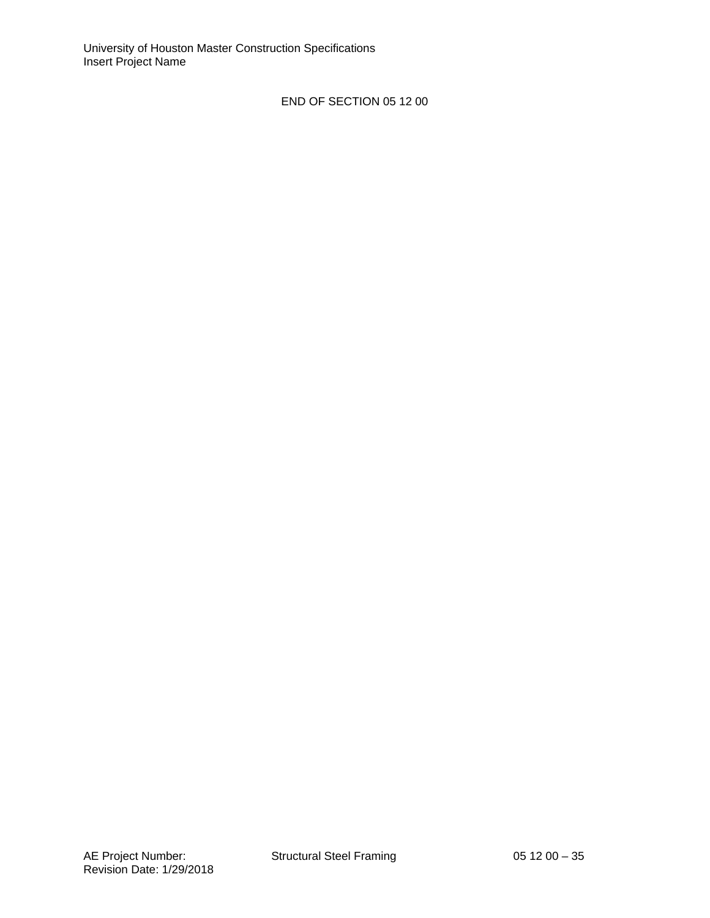END OF SECTION 05 12 00